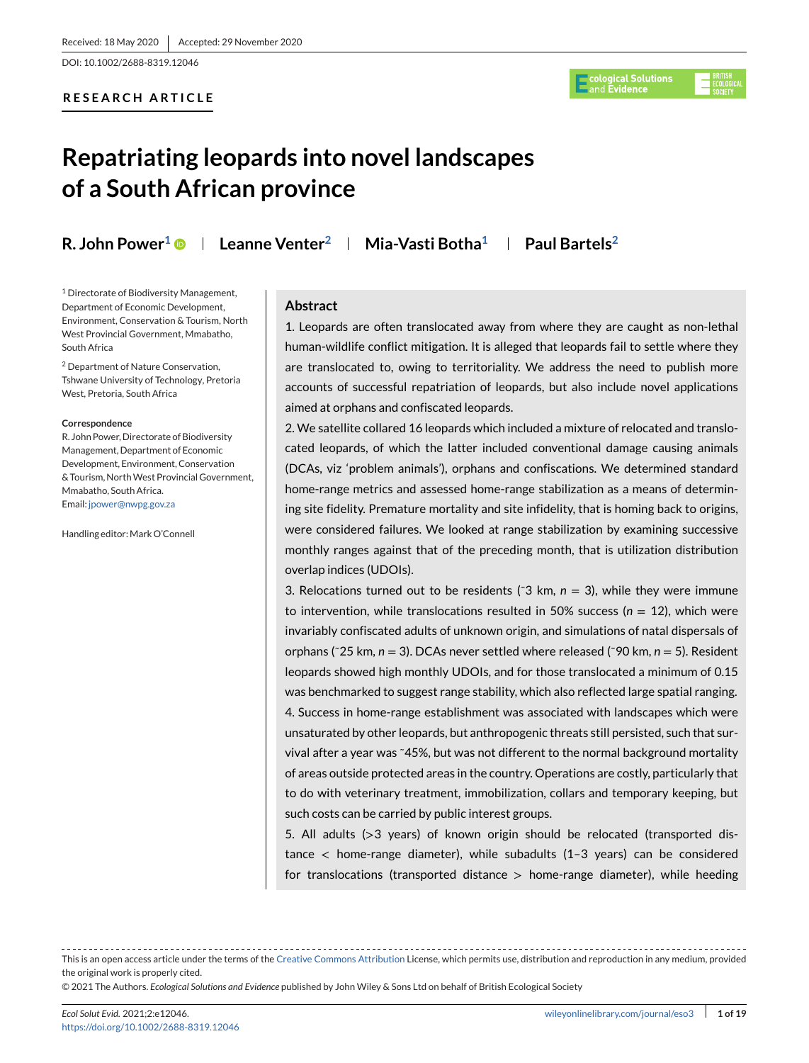Received: 18 May 2020 | Accepted: 29 November 2020

DOI: 10.1002/2688-8319.12046

**RESEARCH ARTICLE**

# Repatriating leopards into novel landscapes of a South African province

**R. John Power[1] | Leanne Venter[2] | Mia-Vasti Botha[1] | Paul Bartels[2]**

[1] Directorate of Biodiversity Management, Department of Economic Development, Environment, Conservation & Tourism, North West Provincial Government, Mmabatho, South Africa

[2] Department of Nature Conservation, Tshwane University of Technology, Pretoria West, Pretoria, South Africa

**Correspondence**
R. John Power, Directorate of Biodiversity Management, Department of Economic Development, Environment, Conservation & Tourism, North West Provincial Government, Mmabatho, South Africa.
Email: jpower@nwpg.gov.za

Handling editor: Mark O'Connell

## Abstract

1. Leopards are often translocated away from where they are caught as non-lethal human-wildlife conflict mitigation. It is alleged that leopards fail to settle where they are translocated to, owing to territoriality. We address the need to publish more accounts of successful repatriation of leopards, but also include novel applications aimed at orphans and confiscated leopards.

2. We satellite collared 16 leopards which included a mixture of relocated and translocated leopards, of which the latter included conventional damage causing animals (DCAs, viz 'problem animals'), orphans and confiscations. We determined standard home-range metrics and assessed home-range stabilization as a means of determining site fidelity. Premature mortality and site infidelity, that is homing back to origins, were considered failures. We looked at range stabilization by examining successive monthly ranges against that of the preceding month, that is utilization distribution overlap indices (UDOIs).

3. Relocations turned out to be residents (˜3 km, $n = 3$), while they were immune to intervention, while translocations resulted in 50% success ($n = 12$), which were invariably confiscated adults of unknown origin, and simulations of natal dispersals of orphans (˜25 km, $n = 3$). DCAs never settled where released (˜90 km, $n = 5$). Resident leopards showed high monthly UDOIs, and for those translocated a minimum of 0.15 was benchmarked to suggest range stability, which also reflected large spatial ranging.

4. Success in home-range establishment was associated with landscapes which were unsaturated by other leopards, but anthropogenic threats still persisted, such that survival after a year was ˜45%, but was not different to the normal background mortality of areas outside protected areas in the country. Operations are costly, particularly that to do with veterinary treatment, immobilization, collars and temporary keeping, but such costs can be carried by public interest groups.

5. All adults (>3 years) of known origin should be relocated (transported distance < home-range diameter), while subadults (1–3 years) can be considered for translocations (transported distance > home-range diameter), while heeding

This is an open access article under the terms of the Creative Commons Attribution License, which permits use, distribution and reproduction in any medium, provided the original work is properly cited.

© 2021 The Authors. *Ecological Solutions and Evidence* published by John Wiley & Sons Ltd on behalf of British Ecological Society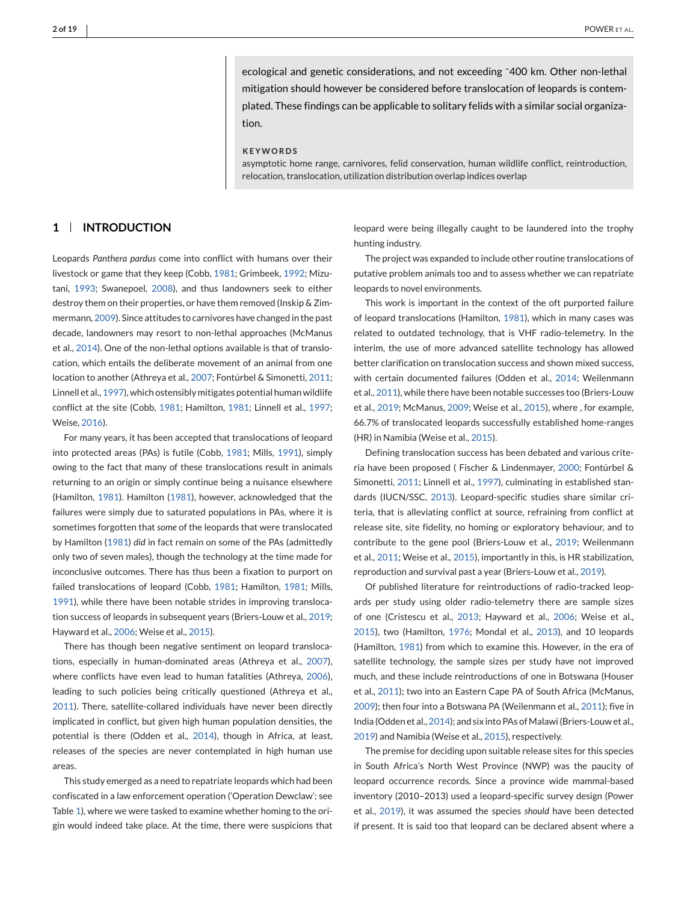ecological and genetic considerations, and not exceeding ˜400 km. Other non-lethal mitigation should however be considered before translocation of leopards is contemplated. These findings can be applicable to solitary felids with a similar social organization.

**KEYWORDS**

asymptotic home range, carnivores, felid conservation, human wildlife conflict, reintroduction, relocation, translocation, utilization distribution overlap indices overlap

## 1 | INTRODUCTION

Leopards *Panthera pardus* come into conflict with humans over their livestock or game that they keep (Cobb, 1981; Grimbeek, 1992; Mizutani, 1993; Swanepoel, 2008), and thus landowners seek to either destroy them on their properties, or have them removed (Inskip & Zimmermann, 2009). Since attitudes to carnivores have changed in the past decade, landowners may resort to non-lethal approaches (McManus et al., 2014). One of the non-lethal options available is that of translocation, which entails the deliberate movement of an animal from one location to another (Athreya et al., 2007; Fontúrbel & Simonetti, 2011; Linnell et al., 1997), which ostensibly mitigates potential human wildlife conflict at the site (Cobb, 1981; Hamilton, 1981; Linnell et al., 1997; Weise, 2016).

For many years, it has been accepted that translocations of leopard into protected areas (PAs) is futile (Cobb, 1981; Mills, 1991), simply owing to the fact that many of these translocations result in animals returning to an origin or simply continue being a nuisance elsewhere (Hamilton, 1981). Hamilton (1981), however, acknowledged that the failures were simply due to saturated populations in PAs, where it is sometimes forgotten that *some* of the leopards that were translocated by Hamilton (1981) *did* in fact remain on some of the PAs (admittedly only two of seven males), though the technology at the time made for inconclusive outcomes. There has thus been a fixation to purport on failed translocations of leopard (Cobb, 1981; Hamilton, 1981; Mills, 1991), while there have been notable strides in improving translocation success of leopards in subsequent years (Briers-Louw et al., 2019; Hayward et al., 2006; Weise et al., 2015).

There has though been negative sentiment on leopard translocations, especially in human-dominated areas (Athreya et al., 2007), where conflicts have even lead to human fatalities (Athreya, 2006), leading to such policies being critically questioned (Athreya et al., 2011). There, satellite-collared individuals have never been directly implicated in conflict, but given high human population densities, the potential is there (Odden et al., 2014), though in Africa, at least, releases of the species are never contemplated in high human use areas.

This study emerged as a need to repatriate leopards which had been confiscated in a law enforcement operation ('Operation Dewclaw'; see Table 1), where we were tasked to examine whether homing to the origin would indeed take place. At the time, there were suspicions that leopard were being illegally caught to be laundered into the trophy hunting industry.

The project was expanded to include other routine translocations of putative problem animals too and to assess whether we can repatriate leopards to novel environments.

This work is important in the context of the oft purported failure of leopard translocations (Hamilton, 1981), which in many cases was related to outdated technology, that is VHF radio-telemetry. In the interim, the use of more advanced satellite technology has allowed better clarification on translocation success and shown mixed success, with certain documented failures (Odden et al., 2014; Weilenmann et al., 2011), while there have been notable successes too (Briers-Louw et al., 2019; McManus, 2009; Weise et al., 2015), where , for example, 66.7% of translocated leopards successfully established home-ranges (HR) in Namibia (Weise et al., 2015).

Defining translocation success has been debated and various criteria have been proposed ( Fischer & Lindenmayer, 2000; Fontúrbel & Simonetti, 2011; Linnell et al., 1997), culminating in established standards (IUCN/SSC, 2013). Leopard-specific studies share similar criteria, that is alleviating conflict at source, refraining from conflict at release site, site fidelity, no homing or exploratory behaviour, and to contribute to the gene pool (Briers-Louw et al., 2019; Weilenmann et al., 2011; Weise et al., 2015), importantly in this, is HR stabilization, reproduction and survival past a year (Briers-Louw et al., 2019).

Of published literature for reintroductions of radio-tracked leopards per study using older radio-telemetry there are sample sizes of one (Cristescu et al., 2013; Hayward et al., 2006; Weise et al., 2015), two (Hamilton, 1976; Mondal et al., 2013), and 10 leopards (Hamilton, 1981) from which to examine this. However, in the era of satellite technology, the sample sizes per study have not improved much, and these include reintroductions of one in Botswana (Houser et al., 2011); two into an Eastern Cape PA of South Africa (McManus, 2009); then four into a Botswana PA (Weilenmann et al., 2011); five in India (Odden et al., 2014); and six into PAs of Malawi (Briers-Louw et al., 2019) and Namibia (Weise et al., 2015), respectively.

The premise for deciding upon suitable release sites for this species in South Africa's North West Province (NWP) was the paucity of leopard occurrence records. Since a province wide mammal-based inventory (2010–2013) used a leopard-specific survey design (Power et al., 2019), it was assumed the species *should* have been detected if present. It is said too that leopard can be declared absent where a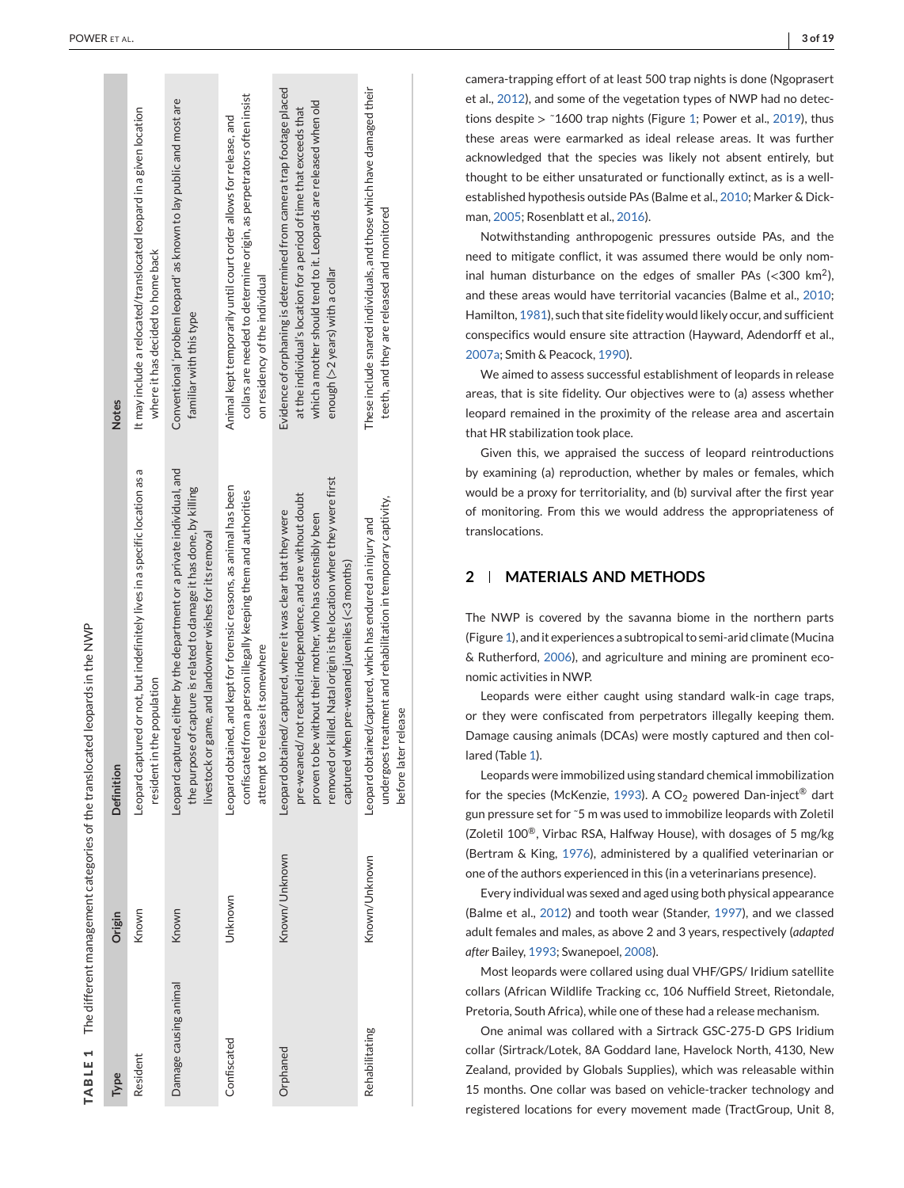**TABLE 1** The different management categories of the translocated leopards in the NWP

| Type | Origin | Definition | Notes |
|---|---|---|---|
| Resident | Known | Leopard captured or not, but indefinitely lives in a specific location as a resident in the population | It may include a relocated/translocated leopard in a given location where it has decided to home back |
| Damage causing animal | Known | Leopard captured, either by the department or a private individual, and the purpose of capture is related to damage it has done, by killing livestock or game, and landowner wishes for its removal | Conventional 'problem leopard' as known to lay public and most are familiar with this type |
| Confiscated | Unknown | Leopard obtained, and kept for forensic reasons, as animal has been confiscated from a person illegally keeping them and authorities attempt to release it somewhere | Animal kept temporarily until court order allows for release, and collars are needed to determine origin, as perpetrators often insist on residency of the individual |
| Orphaned | Known/Unknown | Leopard obtained/captured, where it was clear that they were pre-weaned/not reached independence, and are without doubt proven to be without their mother, who has ostensibly been removed or killed. Natal origin is the location where they were first captured when pre-weaned juveniles (<3 months) | Evidence of orphaning is determined from camera trap footage placed at the individual's location for a period of time that exceeds that which a mother should tend to it. Leopards are released when old enough (>2 years) with a collar |
| Rehabilitating | Known/Unknown | Leopard obtained/captured, which has endured an injury and undergoes treatment and rehabilitation in temporary captivity, before later release | These include snared individuals, and those which have damaged their teeth, and they are released and monitored |

camera-trapping effort of at least 500 trap nights is done (Ngoprasert et al., 2012), and some of the vegetation types of NWP had no detections despite > ~1600 trap nights (Figure 1; Power et al., 2019), thus these areas were earmarked as ideal release areas. It was further acknowledged that the species was likely not absent entirely, but thought to be either unsaturated or functionally extinct, as is a well-established hypothesis outside PAs (Balme et al., 2010; Marker & Dickman, 2005; Rosenblatt et al., 2016).

Notwithstanding anthropogenic pressures outside PAs, and the need to mitigate conflict, it was assumed there would be only nominal human disturbance on the edges of smaller PAs (<300 km$^2$), and these areas would have territorial vacancies (Balme et al., 2010; Hamilton, 1981), such that site fidelity would likely occur, and sufficient conspecifics would ensure site attraction (Hayward, Adendorff et al., 2007a; Smith & Peacock, 1990).

We aimed to assess successful establishment of leopards in release areas, that is site fidelity. Our objectives were to (a) assess whether leopard remained in the proximity of the release area and ascertain that HR stabilization took place.

Given this, we appraised the success of leopard reintroductions by examining (a) reproduction, whether by males or females, which would be a proxy for territoriality, and (b) survival after the first year of monitoring. From this we would address the appropriateness of translocations.

## 2 | MATERIALS AND METHODS

The NWP is covered by the savanna biome in the northern parts (Figure 1), and it experiences a subtropical to semi-arid climate (Mucina & Rutherford, 2006), and agriculture and mining are prominent economic activities in NWP.

Leopards were either caught using standard walk-in cage traps, or they were confiscated from perpetrators illegally keeping them. Damage causing animals (DCAs) were mostly captured and then collared (Table 1).

Leopards were immobilized using standard chemical immobilization for the species (McKenzie, 1993). A $CO_2$ powered Dan-inject® dart gun pressure set for ~5 m was used to immobilize leopards with Zoletil (Zoletil 100®, Virbac RSA, Halfway House), with dosages of 5 mg/kg (Bertram & King, 1976), administered by a qualified veterinarian or one of the authors experienced in this (in a veterinarians presence).

Every individual was sexed and aged using both physical appearance (Balme et al., 2012) and tooth wear (Stander, 1997), and we classed adult females and males, as above 2 and 3 years, respectively (*adapted after* Bailey, 1993; Swanepoel, 2008).

Most leopards were collared using dual VHF/GPS/ Iridium satellite collars (African Wildlife Tracking cc, 106 Nuffield Street, Rietondale, Pretoria, South Africa), while one of these had a release mechanism.

One animal was collared with a Sirtrack GSC-275-D GPS Iridium collar (Sirtrack/Lotek, 8A Goddard lane, Havelock North, 4130, New Zealand, provided by Globals Supplies), which was releasable within 15 months. One collar was based on vehicle-tracker technology and registered locations for every movement made (TractGroup, Unit 8,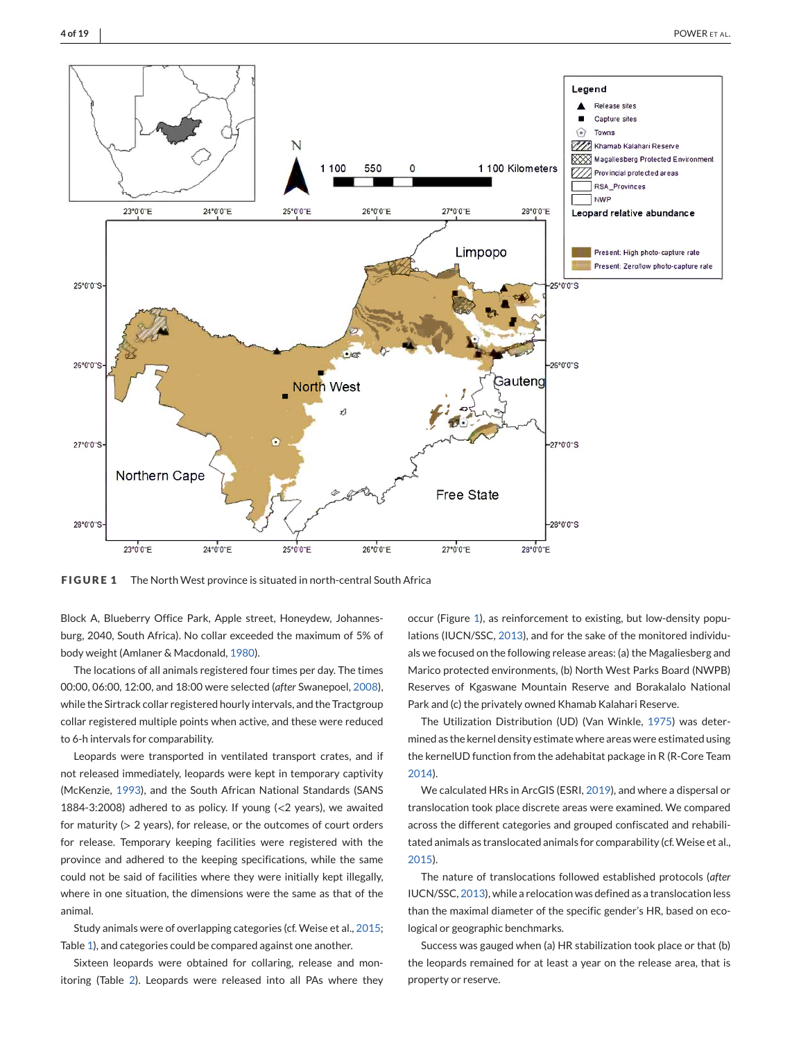**FIGURE 1** The North West province is situated in north-central South Africa

Block A, Blueberry Office Park, Apple street, Honeydew, Johannesburg, 2040, South Africa). No collar exceeded the maximum of 5% of body weight (Amlaner & Macdonald, 1980).

The locations of all animals registered four times per day. The times 00:00, 06:00, 12:00, and 18:00 were selected (*after* Swanepoel, 2008), while the Sirtrack collar registered hourly intervals, and the Tractgroup collar registered multiple points when active, and these were reduced to 6-h intervals for comparability.

Leopards were transported in ventilated transport crates, and if not released immediately, leopards were kept in temporary captivity (McKenzie, 1993), and the South African National Standards (SANS 1884-3:2008) adhered to as policy. If young (<2 years), we awaited for maturity (> 2 years), for release, or the outcomes of court orders for release. Temporary keeping facilities were registered with the province and adhered to the keeping specifications, while the same could not be said of facilities where they were initially kept illegally, where in one situation, the dimensions were the same as that of the animal.

Study animals were of overlapping categories (cf. Weise et al., 2015; Table 1), and categories could be compared against one another.

Sixteen leopards were obtained for collaring, release and monitoring (Table 2). Leopards were released into all PAs where they occur (Figure 1), as reinforcement to existing, but low-density populations (IUCN/SSC, 2013), and for the sake of the monitored individuals we focused on the following release areas: (a) the Magaliesberg and Marico protected environments, (b) North West Parks Board (NWPB) Reserves of Kgaswane Mountain Reserve and Borakalalo National Park and (c) the privately owned Khamab Kalahari Reserve.

The Utilization Distribution (UD) (Van Winkle, 1975) was determined as the kernel density estimate where areas were estimated using the kernelUD function from the adehabitat package in R (R-Core Team 2014).

We calculated HRs in ArcGIS (ESRI, 2019), and where a dispersal or translocation took place discrete areas were examined. We compared across the different categories and grouped confiscated and rehabilitated animals as translocated animals for comparability (cf. Weise et al., 2015).

The nature of translocations followed established protocols (*after* IUCN/SSC, 2013), while a relocation was defined as a translocation less than the maximal diameter of the specific gender's HR, based on ecological or geographic benchmarks.

Success was gauged when (a) HR stabilization took place or that (b) the leopards remained for at least a year on the release area, that is property or reserve.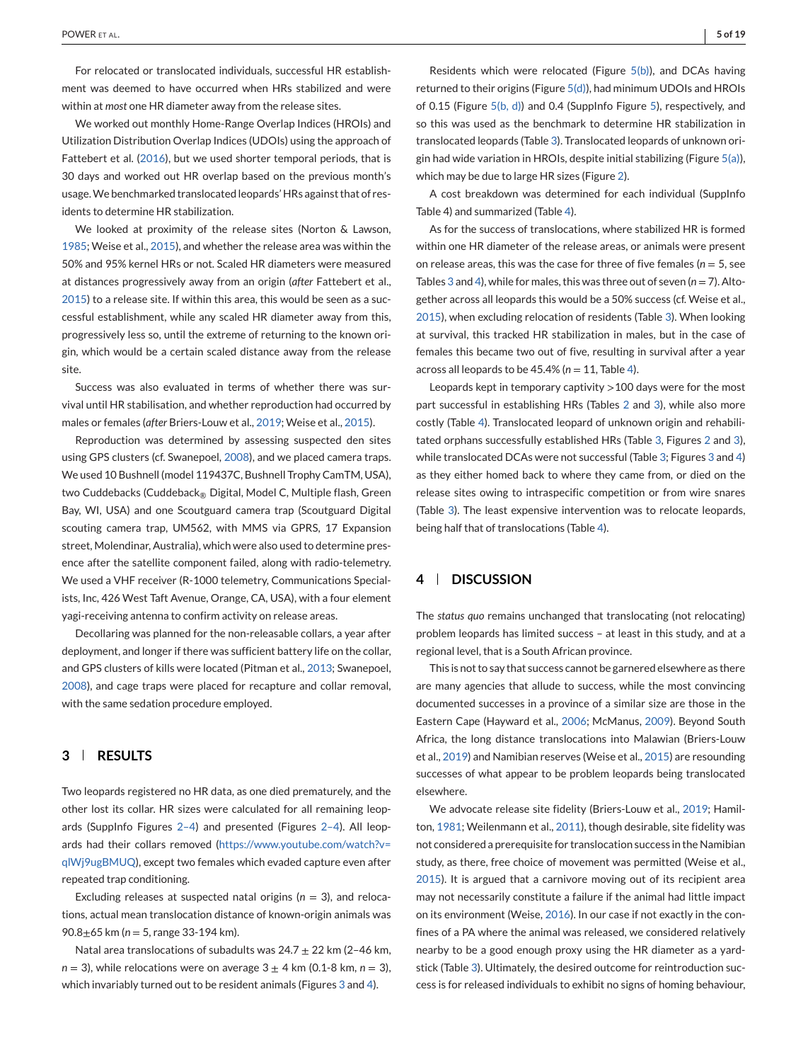For relocated or translocated individuals, successful HR establishment was deemed to have occurred when HRs stabilized and were within at *most* one HR diameter away from the release sites.

We worked out monthly Home-Range Overlap Indices (HROIs) and Utilization Distribution Overlap Indices (UDOIs) using the approach of Fattebert et al. (2016), but we used shorter temporal periods, that is 30 days and worked out HR overlap based on the previous month's usage. We benchmarked translocated leopards' HRs against that of residents to determine HR stabilization.

We looked at proximity of the release sites (Norton & Lawson, 1985; Weise et al., 2015), and whether the release area was within the 50% and 95% kernel HRs or not. Scaled HR diameters were measured at distances progressively away from an origin (*after* Fattebert et al., 2015) to a release site. If within this area, this would be seen as a successful establishment, while any scaled HR diameter away from this, progressively less so, until the extreme of returning to the known origin, which would be a certain scaled distance away from the release site.

Success was also evaluated in terms of whether there was survival until HR stabilisation, and whether reproduction had occurred by males or females (*after* Briers-Louw et al., 2019; Weise et al., 2015).

Reproduction was determined by assessing suspected den sites using GPS clusters (cf. Swanepoel, 2008), and we placed camera traps. We used 10 Bushnell (model 119437C, Bushnell Trophy CamTM, USA), two Cuddebacks (Cuddeback® Digital, Model C, Multiple flash, Green Bay, WI, USA) and one Scoutguard camera trap (Scoutguard Digital scouting camera trap, UM562, with MMS via GPRS, 17 Expansion street, Molendinar, Australia), which were also used to determine presence after the satellite component failed, along with radio-telemetry. We used a VHF receiver (R-1000 telemetry, Communications Specialists, Inc, 426 West Taft Avenue, Orange, CA, USA), with a four element yagi-receiving antenna to confirm activity on release areas.

Decollaring was planned for the non-releasable collars, a year after deployment, and longer if there was sufficient battery life on the collar, and GPS clusters of kills were located (Pitman et al., 2013; Swanepoel, 2008), and cage traps were placed for recapture and collar removal, with the same sedation procedure employed.

## 3 | RESULTS

Two leopards registered no HR data, as one died prematurely, and the other lost its collar. HR sizes were calculated for all remaining leopards (SuppInfo Figures 2–4) and presented (Figures 2–4). All leopards had their collars removed (https://www.youtube.com/watch?v=qlWj9ugBMUQ), except two females which evaded capture even after repeated trap conditioning.

Excluding releases at suspected natal origins ($n$ = 3), and relocations, actual mean translocation distance of known-origin animals was 90.8±65 km ($n$ = 5, range 33-194 km).

Natal area translocations of subadults was 24.7 ± 22 km (2–46 km, $n$ = 3), while relocations were on average 3 ± 4 km (0.1-8 km, $n$ = 3), which invariably turned out to be resident animals (Figures 3 and 4).

Residents which were relocated (Figure 5(b)), and DCAs having returned to their origins (Figure 5(d)), had minimum UDOIs and HROIs of 0.15 (Figure 5(b, d)) and 0.4 (SuppInfo Figure 5), respectively, and so this was used as the benchmark to determine HR stabilization in translocated leopards (Table 3). Translocated leopards of unknown origin had wide variation in HROIs, despite initial stabilizing (Figure 5(a)), which may be due to large HR sizes (Figure 2).

A cost breakdown was determined for each individual (SuppInfo Table 4) and summarized (Table 4).

As for the success of translocations, where stabilized HR is formed within one HR diameter of the release areas, or animals were present on release areas, this was the case for three of five females ($n$ = 5, see Tables 3 and 4), while for males, this was three out of seven ($n$ = 7). Altogether across all leopards this would be a 50% success (cf. Weise et al., 2015), when excluding relocation of residents (Table 3). When looking at survival, this tracked HR stabilization in males, but in the case of females this became two out of five, resulting in survival after a year across all leopards to be 45.4% ($n$ = 11, Table 4).

Leopards kept in temporary captivity >100 days were for the most part successful in establishing HRs (Tables 2 and 3), while also more costly (Table 4). Translocated leopard of unknown origin and rehabilitated orphans successfully established HRs (Table 3, Figures 2 and 3), while translocated DCAs were not successful (Table 3; Figures 3 and 4) as they either homed back to where they came from, or died on the release sites owing to intraspecific competition or from wire snares (Table 3). The least expensive intervention was to relocate leopards, being half that of translocations (Table 4).

## 4 | DISCUSSION

The *status quo* remains unchanged that translocating (not relocating) problem leopards has limited success – at least in this study, and at a regional level, that is a South African province.

This is not to say that success cannot be garnered elsewhere as there are many agencies that allude to success, while the most convincing documented successes in a province of a similar size are those in the Eastern Cape (Hayward et al., 2006; McManus, 2009). Beyond South Africa, the long distance translocations into Malawian (Briers-Louw et al., 2019) and Namibian reserves (Weise et al., 2015) are resounding successes of what appear to be problem leopards being translocated elsewhere.

We advocate release site fidelity (Briers-Louw et al., 2019; Hamilton, 1981; Weilenmann et al., 2011), though desirable, site fidelity was not considered a prerequisite for translocation success in the Namibian study, as there, free choice of movement was permitted (Weise et al., 2015). It is argued that a carnivore moving out of its recipient area may not necessarily constitute a failure if the animal had little impact on its environment (Weise, 2016). In our case if not exactly in the confines of a PA where the animal was released, we considered relatively nearby to be a good enough proxy using the HR diameter as a yardstick (Table 3). Ultimately, the desired outcome for reintroduction success is for released individuals to exhibit no signs of homing behaviour,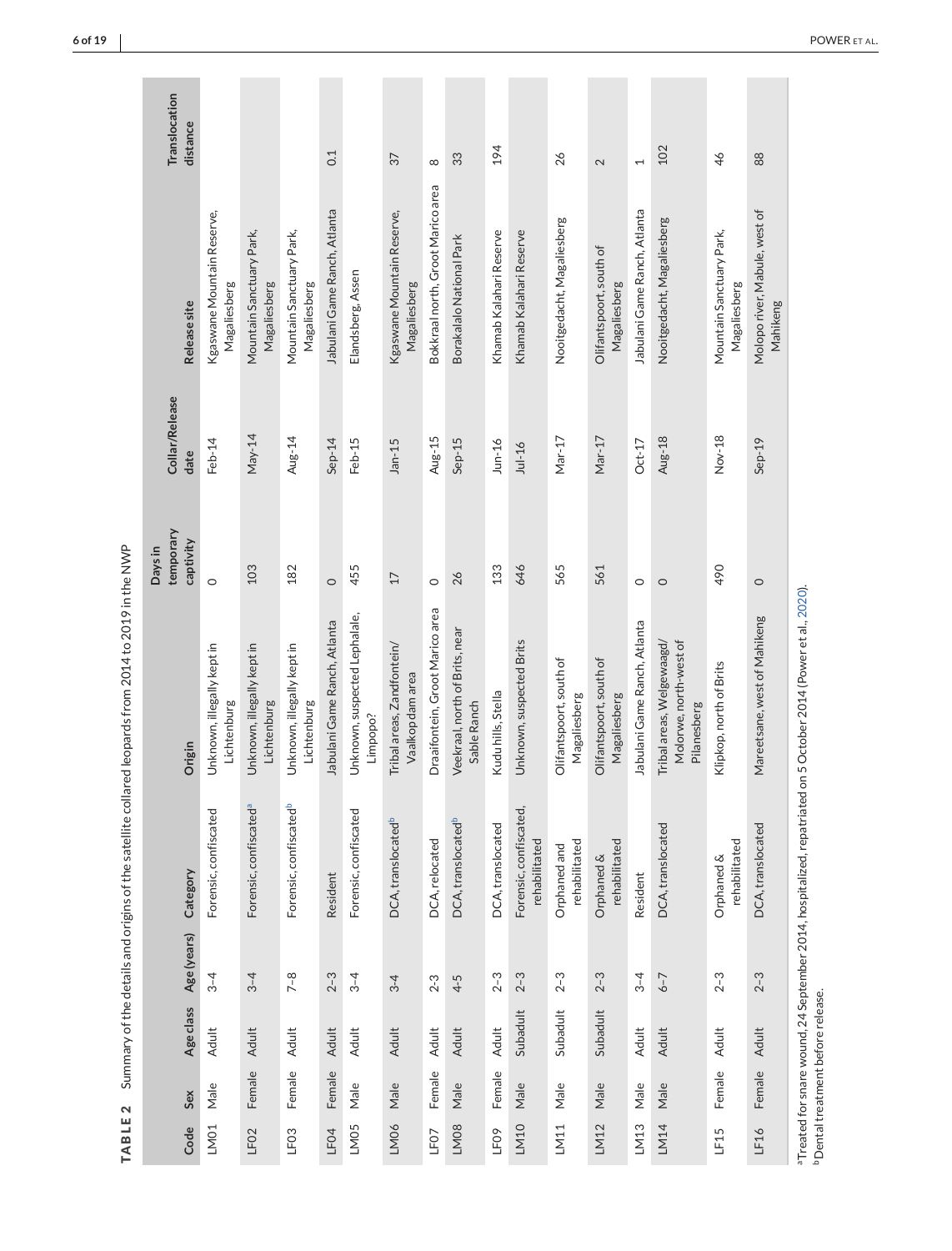**TABLE 2** Summary of the details and origins of the satellite collared leopards from 2014 to 2019 in the NWP

| Code | Sex | Age class | Age (years) | Category | Origin | Days in temporary captivity | Collar/Release date | Release site | Translocation distance |
|---|---|---|---|---|---|---|---|---|---|
| LM01 | Male | Adult | 3–4 | Forensic, confiscated | Unknown, illegally kept in Lichtenburg | 0 | Feb-14 | Kgaswane Mountain Reserve, Magaliesberg | |
| LF02 | Female | Adult | 3–4 | Forensic, confiscated[a] | Unknown, illegally kept in Lichtenburg | 103 | May-14 | Mountain Sanctuary Park, Magaliesberg | |
| LF03 | Female | Adult | 7–8 | Forensic, confiscated[b] | Unknown, illegally kept in Lichtenburg | 182 | Aug-14 | Mountain Sanctuary Park, Magaliesberg | |
| LF04 | Female | Adult | 2–3 | Resident | Jabulani Game Ranch, Atlanta | 0 | Sep-14 | Jabulani Game Ranch, Atlanta | 0.1 |
| LM05 | Male | Adult | 3–4 | Forensic, confiscated | Unknown, suspected Lephalale, Limpopo? | 455 | Feb-15 | Elandsberg, Assen | |
| LM06 | Male | Adult | 3–4 | DCA, translocated[b] | Tribal areas, Zandfontein/ Vaalkop dam area | 17 | Jan-15 | Kgaswane Mountain Reserve, Magaliesberg | 37 |
| LF07 | Female | Adult | 2–3 | DCA, relocated | Draaifontein, Groot Marico area | 0 | Aug-15 | Bokkraal north, Groot Marico area | 8 |
| LM08 | Male | Adult | 4–5 | DCA, translocated[b] | Veekraal, north of Brits, near Sable Ranch | 26 | Sep-15 | Borakalalo National Park | 33 |
| LF09 | Female | Adult | 2–3 | DCA, translocated | Kudu hills, Stella | 133 | Jun-16 | Khamab Kalahari Reserve | 194 |
| LM10 | Male | Subadult | 2–3 | Forensic, confiscated, rehabilitated | Unknown, suspected Brits | 646 | Jul-16 | Khamab Kalahari Reserve | |
| LM11 | Male | Subadult | 2–3 | Orphaned and rehabilitated | Olifantspoort, south of Magaliesberg | 565 | Mar-17 | Nooitgedacht, Magaliesberg | 26 |
| LM12 | Male | Subadult | 2–3 | Orphaned & rehabilitated | Olifantspoort, south of Magaliesberg | 561 | Mar-17 | Olifantspoort, south of Magaliesberg | 2 |
| LM13 | Male | Adult | 3–4 | Resident | Jabulani Game Ranch, Atlanta | 0 | Oct-17 | Jabulani Game Ranch, Atlanta | 1 |
| LM14 | Male | Adult | 6–7 | DCA, translocated | Tribal areas, Welgewaagd/ Mdorwe, north-west of Pilanesberg | 0 | Aug-18 | Nooitgedacht, Magaliesberg | 102 |
| LF15 | Female | Adult | 2–3 | Orphaned & rehabilitated | Klipkop, north of Brits | 490 | Nov-18 | Mountain Sanctuary Park, Magaliesberg | 46 |
| LF16 | Female | Adult | 2–3 | DCA, translocated | Mareetsane, west of Mahikeng | 0 | Sep-19 | Molopo river, Mabule, west of Mahikeng | 88 |

[a] Treated for snare wound, 24 September 2014, hospitalized, repatriated on 5 October 2014 (Power et al., 2020).
[b] Dental treatment before release.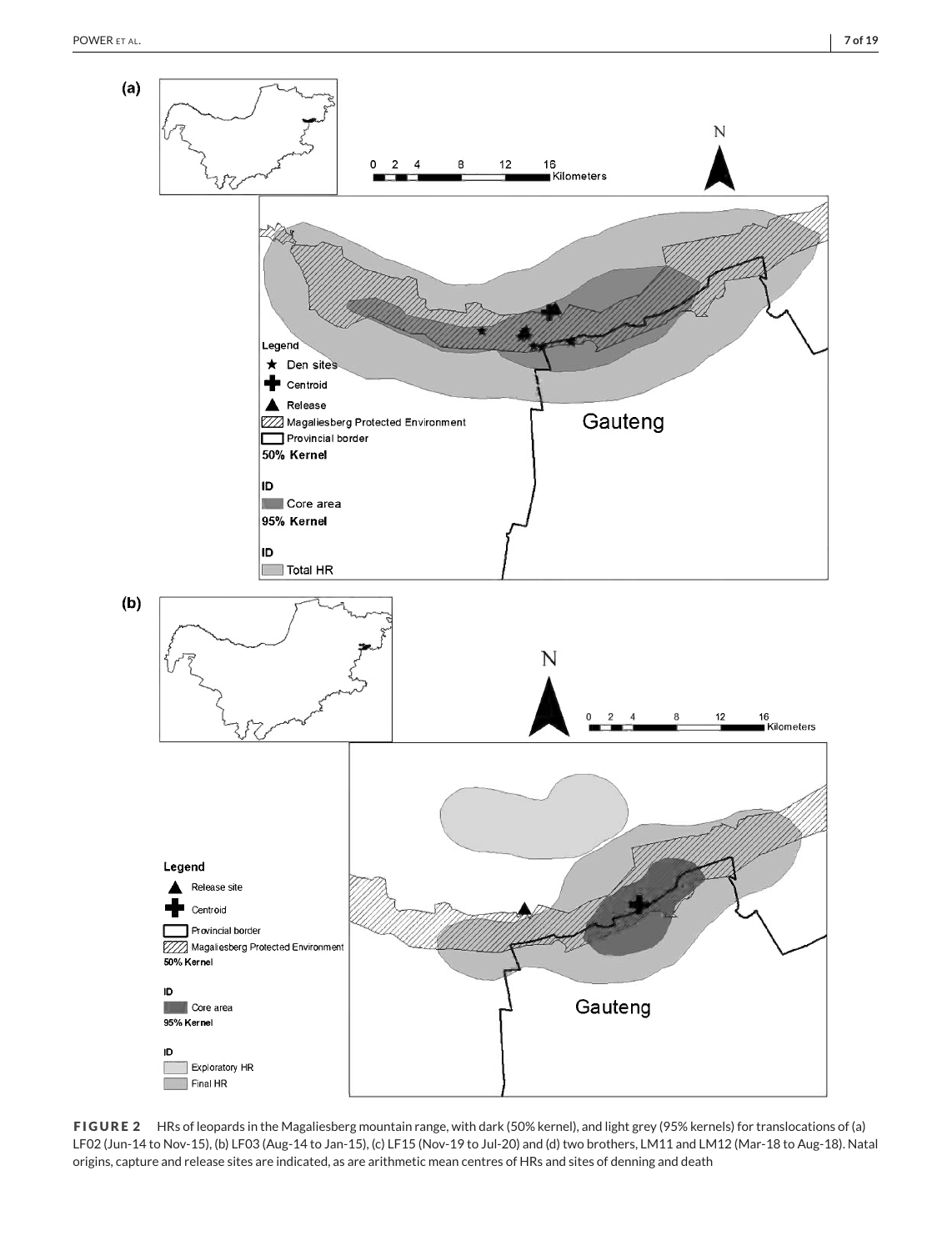**FIGURE 2** HRs of leopards in the Magaliesberg mountain range, with dark (50% kernel), and light grey (95% kernels) for translocations of (a) LF02 (Jun-14 to Nov-15), (b) LF03 (Aug-14 to Jan-15), (c) LF15 (Nov-19 to Jul-20) and (d) two brothers, LM11 and LM12 (Mar-18 to Aug-18). Natal origins, capture and release sites are indicated, as are arithmetic mean centres of HRs and sites of denning and death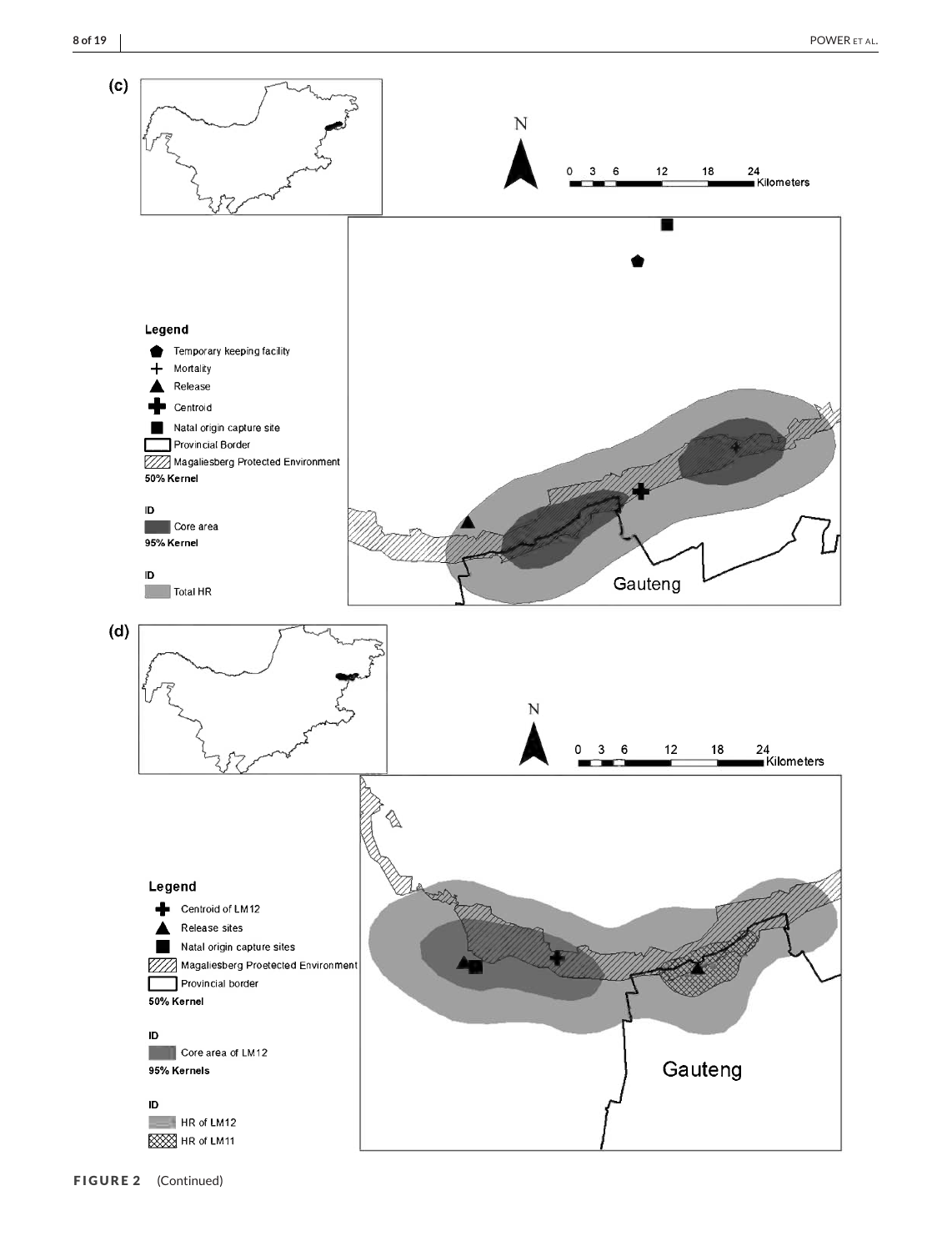FIGURE 2 (Continued)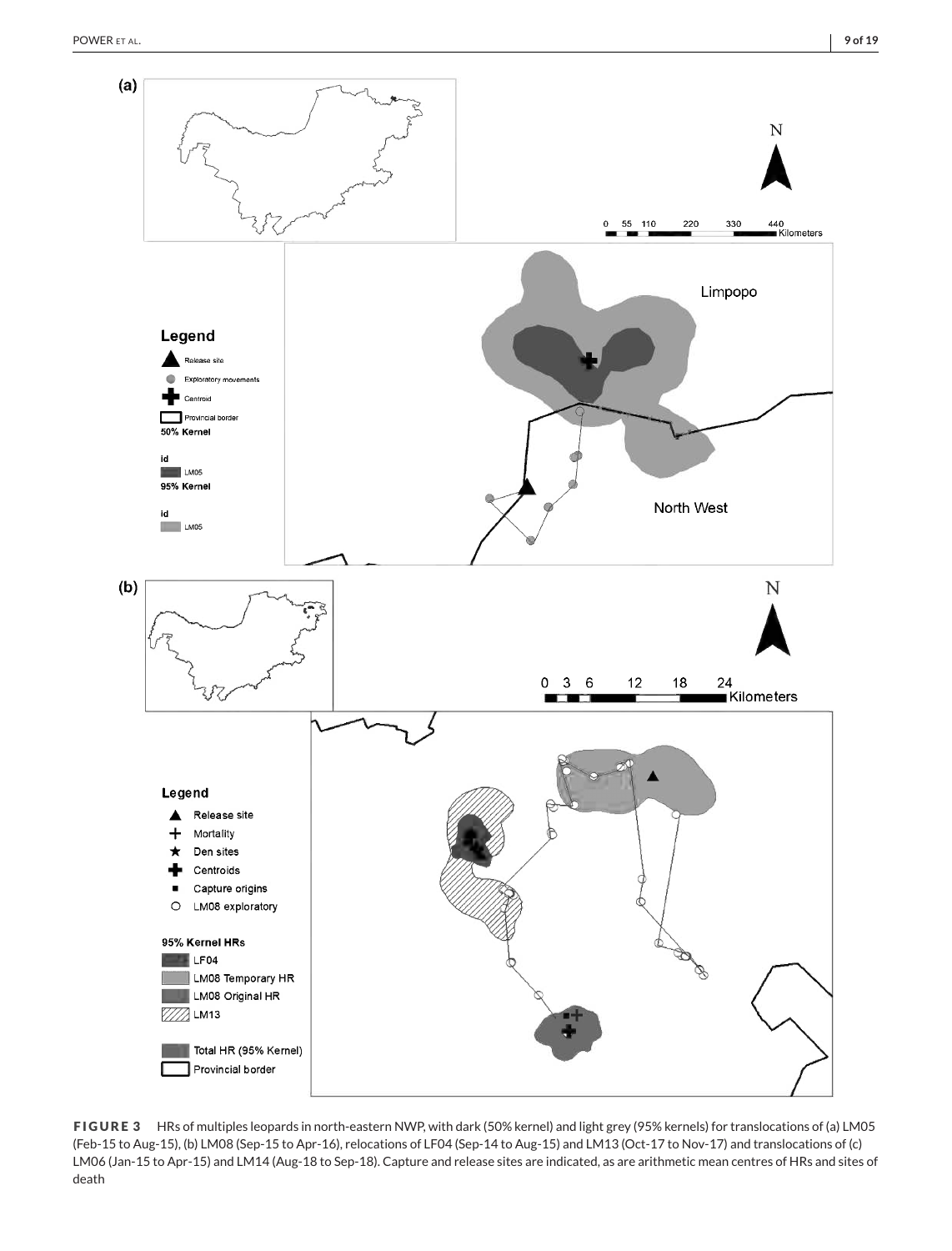**FIGURE 3** HRs of multiples leopards in north-eastern NWP, with dark (50% kernel) and light grey (95% kernels) for translocations of (a) LM05 (Feb-15 to Aug-15), (b) LM08 (Sep-15 to Apr-16), relocations of LF04 (Sep-14 to Aug-15) and LM13 (Oct-17 to Nov-17) and translocations of (c) LM06 (Jan-15 to Apr-15) and LM14 (Aug-18 to Sep-18). Capture and release sites are indicated, as are arithmetic mean centres of HRs and sites of death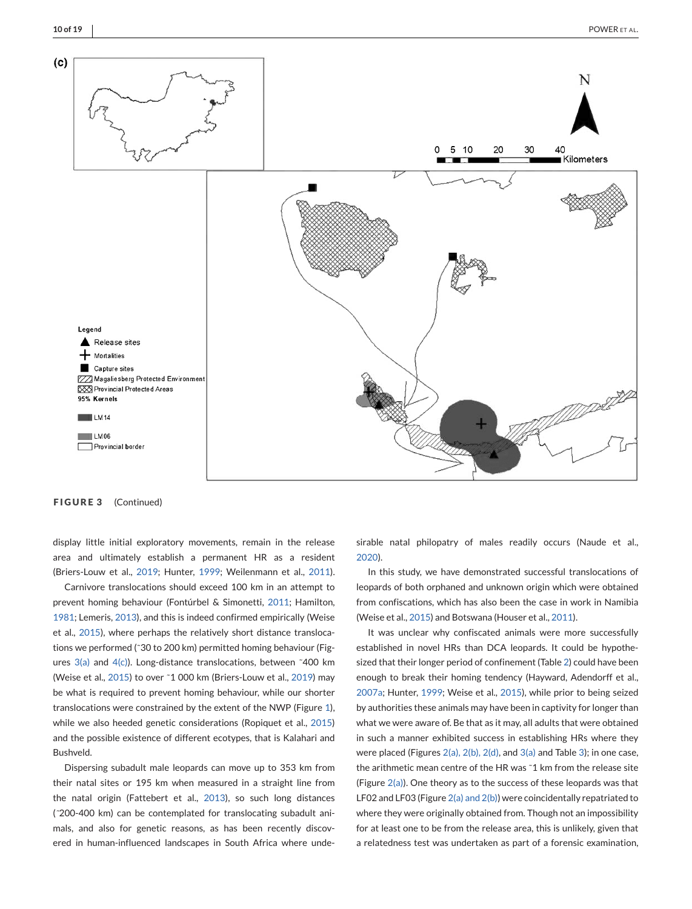**FIGURE 3** (Continued)

display little initial exploratory movements, remain in the release area and ultimately establish a permanent HR as a resident (Briers-Louw et al., 2019; Hunter, 1999; Weilenmann et al., 2011).

Carnivore translocations should exceed 100 km in an attempt to prevent homing behaviour (Fontúrbel & Simonetti, 2011; Hamilton, 1981; Lemeris, 2013), and this is indeed confirmed empirically (Weise et al., 2015), where perhaps the relatively short distance translocations we performed (~30 to 200 km) permitted homing behaviour (Figures 3(a) and 4(c)). Long-distance translocations, between ~400 km (Weise et al., 2015) to over ~1 000 km (Briers-Louw et al., 2019) may be what is required to prevent homing behaviour, while our shorter translocations were constrained by the extent of the NWP (Figure 1), while we also heeded genetic considerations (Ropiquet et al., 2015) and the possible existence of different ecotypes, that is Kalahari and Bushveld.

Dispersing subadult male leopards can move up to 353 km from their natal sites or 195 km when measured in a straight line from the natal origin (Fattebert et al., 2013), so such long distances (~200-400 km) can be contemplated for translocating subadult animals, and also for genetic reasons, as has been recently discovered in human-influenced landscapes in South Africa where undesirable natal philopatry of males readily occurs (Naude et al., 2020).

In this study, we have demonstrated successful translocations of leopards of both orphaned and unknown origin which were obtained from confiscations, which has also been the case in work in Namibia (Weise et al., 2015) and Botswana (Houser et al., 2011).

It was unclear why confiscated animals were more successfully established in novel HRs than DCA leopards. It could be hypothesized that their longer period of confinement (Table 2) could have been enough to break their homing tendency (Hayward, Adendorff et al., 2007a; Hunter, 1999; Weise et al., 2015), while prior to being seized by authorities these animals may have been in captivity for longer than what we were aware of. Be that as it may, all adults that were obtained in such a manner exhibited success in establishing HRs where they were placed (Figures 2(a), 2(b), 2(d), and 3(a) and Table 3); in one case, the arithmetic mean centre of the HR was ~1 km from the release site (Figure 2(a)). One theory as to the success of these leopards was that LF02 and LF03 (Figure 2(a) and 2(b)) were coincidentally repatriated to where they were originally obtained from. Though not an impossibility for at least one to be from the release area, this is unlikely, given that a relatedness test was undertaken as part of a forensic examination,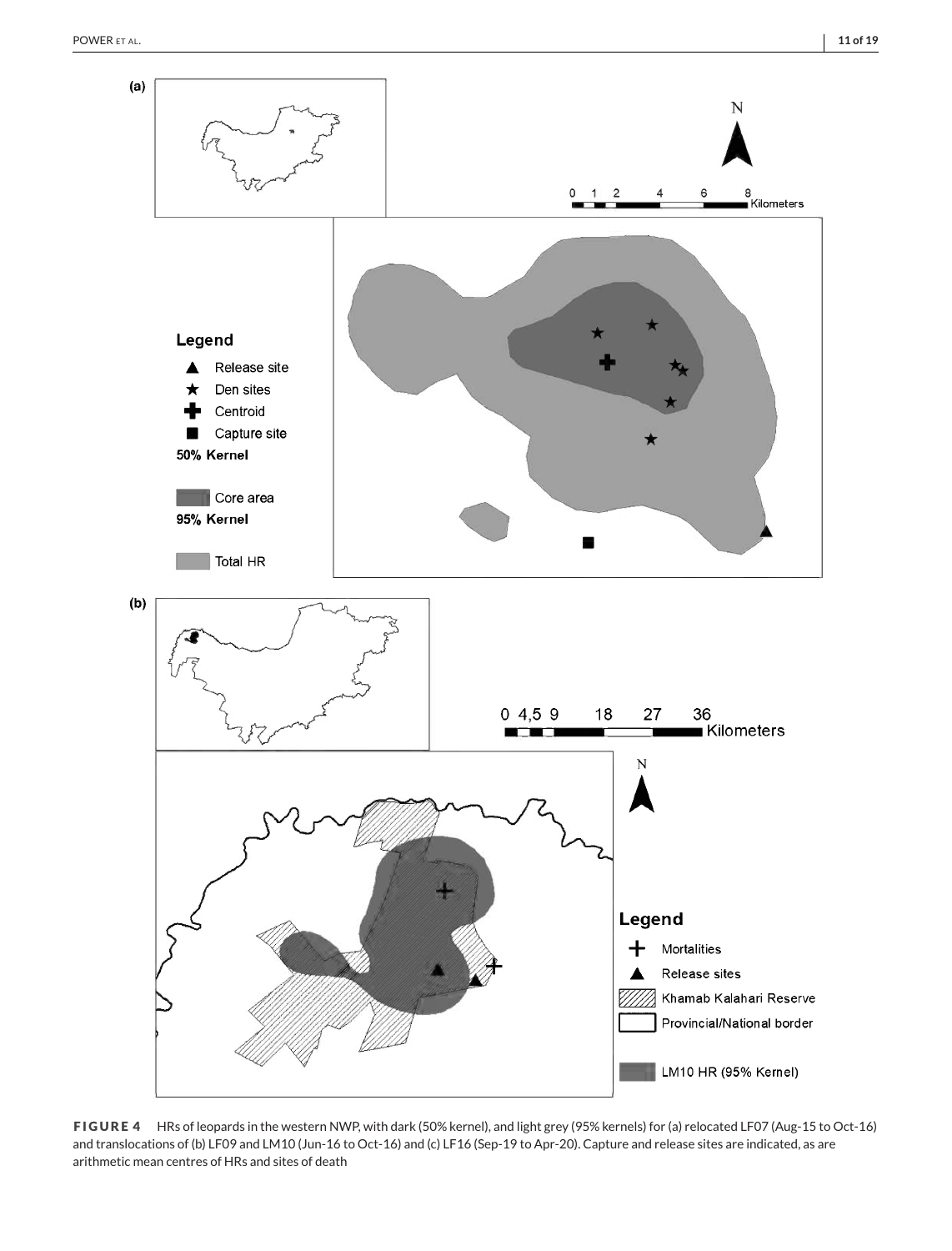**FIGURE 4** HRs of leopards in the western NWP, with dark (50% kernel), and light grey (95% kernels) for (a) relocated LF07 (Aug-15 to Oct-16) and translocations of (b) LF09 and LM10 (Jun-16 to Oct-16) and (c) LF16 (Sep-19 to Apr-20). Capture and release sites are indicated, as are arithmetic mean centres of HRs and sites of death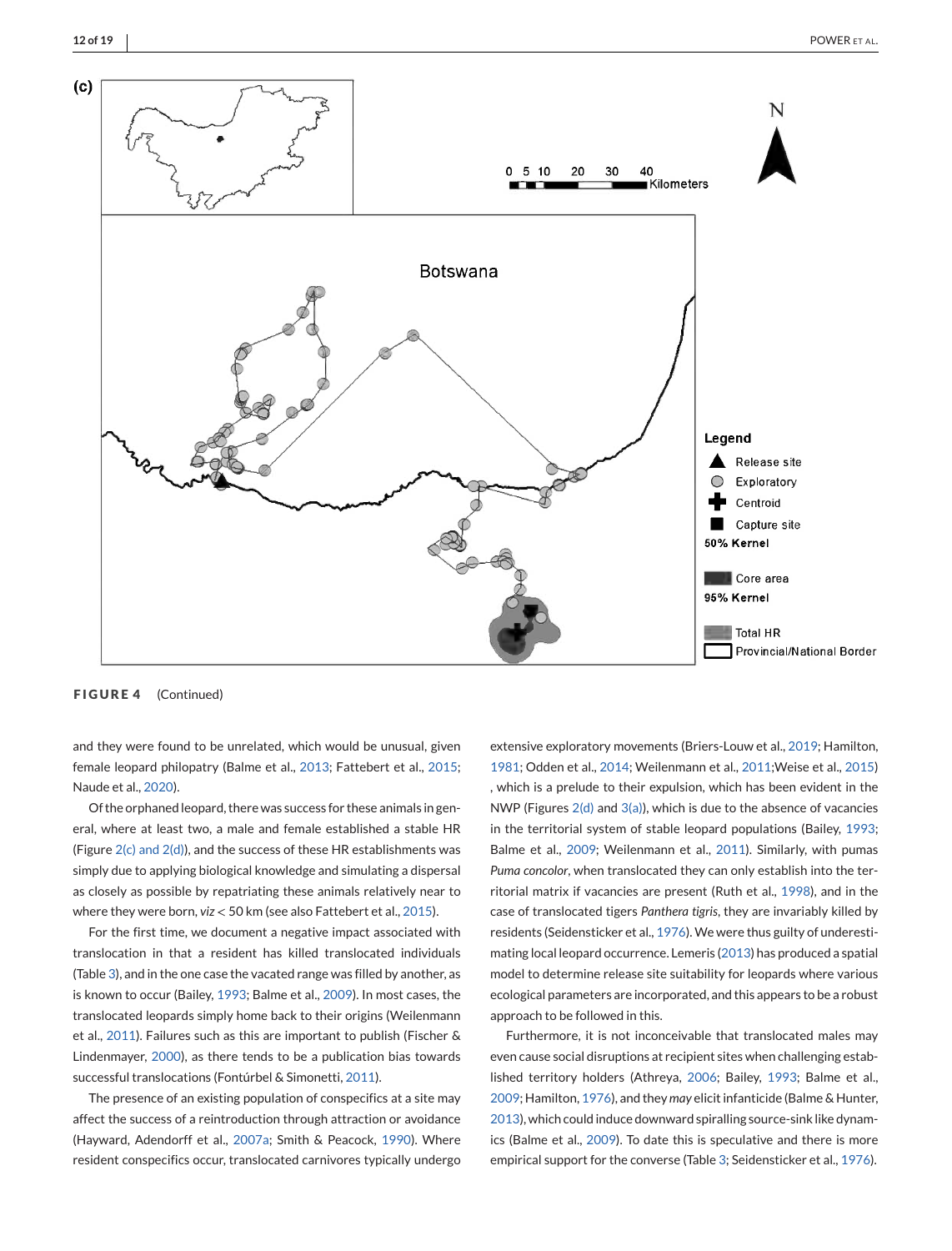FIGURE 4 (Continued)

and they were found to be unrelated, which would be unusual, given female leopard philopatry (Balme et al., 2013; Fattebert et al., 2015; Naude et al., 2020).

Of the orphaned leopard, there was success for these animals in general, where at least two, a male and female established a stable HR (Figure 2(c) and 2(d)), and the success of these HR establishments was simply due to applying biological knowledge and simulating a dispersal as closely as possible by repatriating these animals relatively near to where they were born, *viz* < 50 km (see also Fattebert et al., 2015).

For the first time, we document a negative impact associated with translocation in that a resident has killed translocated individuals (Table 3), and in the one case the vacated range was filled by another, as is known to occur (Bailey, 1993; Balme et al., 2009). In most cases, the translocated leopards simply home back to their origins (Weilenmann et al., 2011). Failures such as this are important to publish (Fischer & Lindenmayer, 2000), as there tends to be a publication bias towards successful translocations (Fontúrbel & Simonetti, 2011).

The presence of an existing population of conspecifics at a site may affect the success of a reintroduction through attraction or avoidance (Hayward, Adendorff et al., 2007a; Smith & Peacock, 1990). Where resident conspecifics occur, translocated carnivores typically undergo extensive exploratory movements (Briers-Louw et al., 2019; Hamilton, 1981; Odden et al., 2014; Weilenmann et al., 2011;Weise et al., 2015) , which is a prelude to their expulsion, which has been evident in the NWP (Figures 2(d) and 3(a)), which is due to the absence of vacancies in the territorial system of stable leopard populations (Bailey, 1993; Balme et al., 2009; Weilenmann et al., 2011). Similarly, with pumas *Puma concolor*, when translocated they can only establish into the territorial matrix if vacancies are present (Ruth et al., 1998), and in the case of translocated tigers *Panthera tigris*, they are invariably killed by residents (Seidensticker et al., 1976). We were thus guilty of underestimating local leopard occurrence. Lemeris (2013) has produced a spatial model to determine release site suitability for leopards where various ecological parameters are incorporated, and this appears to be a robust approach to be followed in this.

Furthermore, it is not inconceivable that translocated males may even cause social disruptions at recipient sites when challenging established territory holders (Athreya, 2006; Bailey, 1993; Balme et al., 2009; Hamilton, 1976), and they *may* elicit infanticide (Balme & Hunter, 2013), which could induce downward spiralling source-sink like dynamics (Balme et al., 2009). To date this is speculative and there is more empirical support for the converse (Table 3; Seidensticker et al., 1976).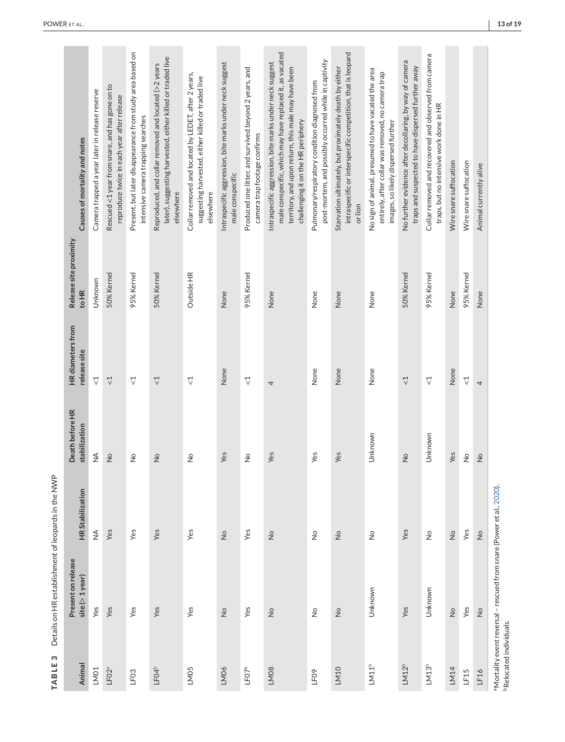**TABLE 3** Details on HR establishment of leopards in the NWP

| Animal | Present on release site (> 1 year) | HR Stabilization | Death before HR stabilization | HR diameters from release site | Release site proximity to HR | Causes of mortality and notes |
|---|---|---|---|---|---|---|
| LM01 | Yes | NA | NA | <1 | Unknown | Camera trapped a year later in release reserve |
| LF02[a] | Yes | Yes | No | <1 | 50% Kernel | Rescued <1 year from snare, and has gone on to reproduce twice in each year after release |
| LF03 | Yes | Yes | No | <1 | 95% Kernel | Present, but later disappearance from study area based on intensive camera trapping searches |
| LF04[b] | Yes | Yes | No | <1 | 50% Kernel | Reproduced, and collar removed and located (>2 years later), suggesting harvested, either killed or traded live elsewhere |
| LM05 | Yes | Yes | No | <1 | Outside HR | Collar removed and located by LEDET, after 2 years, suggesting harvested, either killed or traded live elsewhere |
| LM06 | No | No | Yes | None | None | Intraspecific aggression, bite marks under neck suggest male conspecific |
| LF07[b] | Yes | Yes | No | <1 | 95% Kernel | Produced one litter, and survived beyond 2 years, and camera trap footage confirms |
| LM08 | No | No | Yes | 4 | None | Intraspecific aggression, bite marks under neck suggest male conspecific, which may have replaced it, as vacated territory, and upon return, this male may have been challenging it on the HR periphery |
| LF09 | No | No | Yes | None | None | Pulmonary/respiratory condition diagnosed from post-mortem, and possibly occurred while in captivity |
| LM10 | No | No | Yes | None | None | Starvation ultimately, but proximately death by either intraspecific or interspecific competition, that is leopard or lion |
| LM11[b] | Unknown | No | Unknown | None | None | No sign of animal, presumed to have vacated the area entirely, after collar was removed, no camera trap images, so likely dispersed further |
| LM12[b] | Yes | Yes | No | <1 | 50% Kernel | No further evidence after decollaring, by way of camera traps and suspected to have dispersed further away |
| LM13[b] | Unknown | No | Unknown | <1 | 95% Kernel | Collar removed and recovered and observed from camera traps, but no intensive work done in HR |
| LM14 | No | No | Yes | None | None | Wire snare suffocation |
| LF15 | Yes | Yes | No | <1 | 95% Kernel | Wire snare suffocation |
| LF16 | No | No | No | 4 | None | Animal currently alive |

[a]Mortality event reversal – rescued from snare (Power et al., 2020).
[b]Relocated individuals.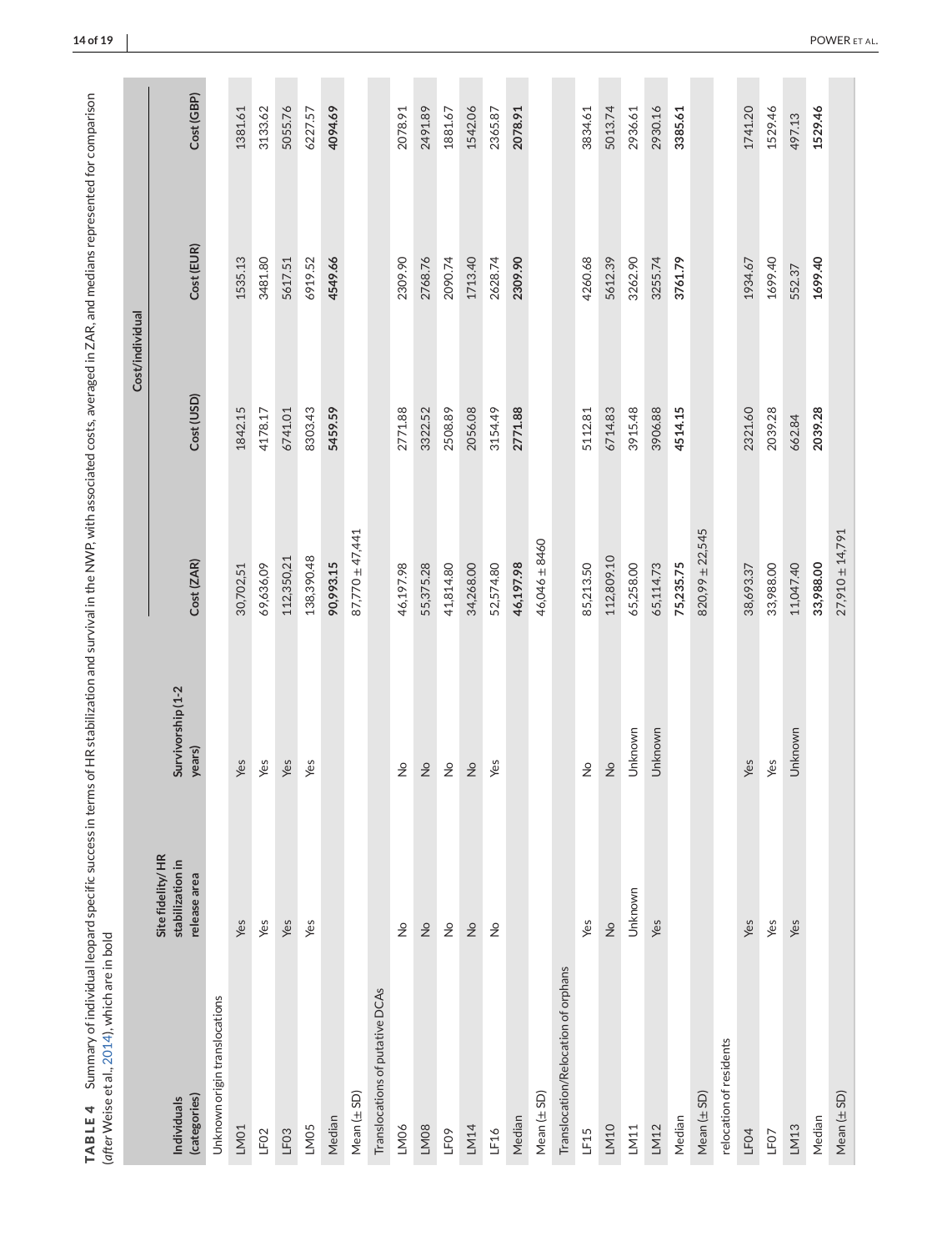**TABLE 4** Summary of individual leopard specific success in terms of HR stabilization and survival in the NWP, with associated costs, averaged in ZAR, and medians represented for comparison (after Weise et al., 2014), which are in bold

| Individuals (categories) | Site fidelity/HR stabilization in release area | Survivorship (1-2 years) | Cost/individual | | | |
|---|---|---|---|---|---|---|
| | | | Cost (ZAR) | Cost (USD) | Cost (EUR) | Cost (GBP) |
| Unknown origin translocations | | | | | | |
| LM01 | Yes | Yes | 30,702.51 | 1842.15 | 1535.13 | 1381.61 |
| LF02 | Yes | Yes | 69,636.09 | 4178.17 | 3481.80 | 3133.62 |
| LF03 | Yes | Yes | 112,350.21 | 6741.01 | 5617.51 | 5055.76 |
| LM05 | Yes | Yes | 138,390.48 | 8303.43 | 6919.52 | 6227.57 |
| Median | | | **90,993.15** | **5459.59** | **4549.66** | **4094.69** |
| Mean (± SD) | | | 87,770 ± 47,441 | | | |
| Translocations of putative DCAs | | | | | | |
| LM06 | No | No | 46,197.98 | 2771.88 | 2309.90 | 2078.91 |
| LM08 | No | No | 55,375.28 | 3322.52 | 2768.76 | 2491.89 |
| LF09 | No | No | 41,814.80 | 2508.89 | 2090.74 | 1881.67 |
| LM14 | No | No | 34,268.00 | 2056.08 | 1713.40 | 1542.06 |
| LF16 | No | Yes | 52,574.80 | 3154.49 | 2628.74 | 2365.87 |
| Median | | | **46,197.98** | **2771.88** | **2309.90** | **2078.91** |
| Mean (± SD) | | | 46,046 ± 8460 | | | |
| Translocation/Relocation of orphans | | | | | | |
| LF15 | Yes | No | 85,213.50 | 5112.81 | 4260.68 | 3834.61 |
| LM10 | No | No | 112,809.10 | 6714.83 | 5612.39 | 5013.74 |
| LM11 | Unknown | Unknown | 65,258.00 | 3915.48 | 3262.90 | 2936.61 |
| LM12 | Yes | Unknown | 65,114.73 | 3906.88 | 3255.74 | 2930.16 |
| Median | | | **75,235.75** | **4514.15** | **3761.79** | **3385.61** |
| Mean (± SD) | | | 820,99 ± 22,545 | | | |
| relocation of residents | | | | | | |
| LF04 | Yes | Yes | 38,693.37 | 2321.60 | 1934.67 | 1741.20 |
| LF07 | Yes | Yes | 33,988.00 | 2039.28 | 1699.40 | 1529.46 |
| LM13 | Yes | Unknown | 11,047.40 | 662.84 | 552.37 | 497.13 |
| Median | | | **33,988.00** | **2039.28** | **1699.40** | **1529.46** |
| Mean (± SD) | | | 27,910 ± 14,791 | | | |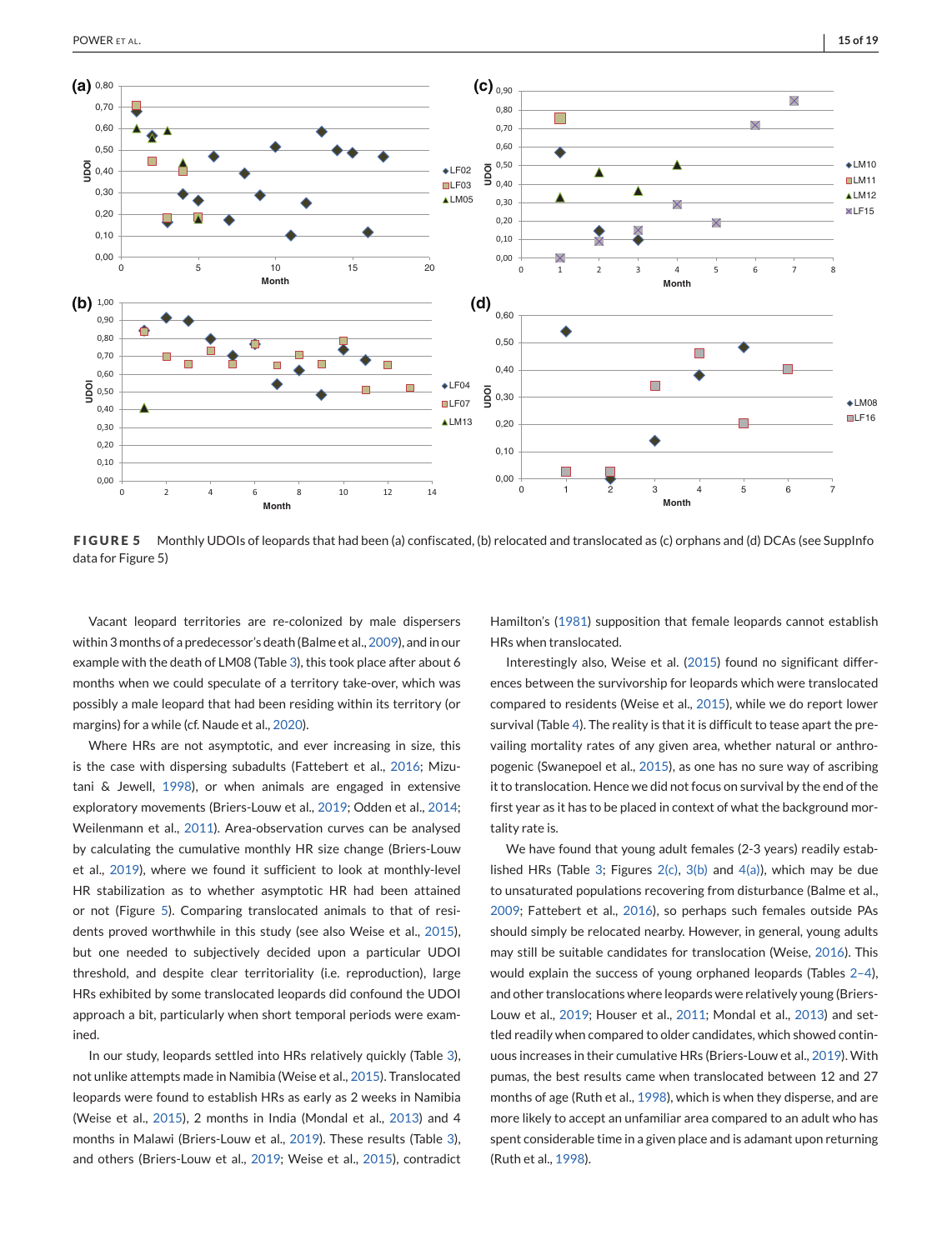**FIGURE 5** Monthly UDOIs of leopards that had been (a) confiscated, (b) relocated and translocated as (c) orphans and (d) DCAs (see SuppInfo data for Figure 5)

Vacant leopard territories are re-colonized by male dispersers within 3 months of a predecessor's death (Balme et al., 2009), and in our example with the death of LM08 (Table 3), this took place after about 6 months when we could speculate of a territory take-over, which was possibly a male leopard that had been residing within its territory (or margins) for a while (cf. Naude et al., 2020).

Where HRs are not asymptotic, and ever increasing in size, this is the case with dispersing subadults (Fattebert et al., 2016; Mizutani & Jewell, 1998), or when animals are engaged in extensive exploratory movements (Briers-Louw et al., 2019; Odden et al., 2014; Weilenmann et al., 2011). Area-observation curves can be analysed by calculating the cumulative monthly HR size change (Briers-Louw et al., 2019), where we found it sufficient to look at monthly-level HR stabilization as to whether asymptotic HR had been attained or not (Figure 5). Comparing translocated animals to that of residents proved worthwhile in this study (see also Weise et al., 2015), but one needed to subjectively decided upon a particular UDOI threshold, and despite clear territoriality (i.e. reproduction), large HRs exhibited by some translocated leopards did confound the UDOI approach a bit, particularly when short temporal periods were examined.

In our study, leopards settled into HRs relatively quickly (Table 3), not unlike attempts made in Namibia (Weise et al., 2015). Translocated leopards were found to establish HRs as early as 2 weeks in Namibia (Weise et al., 2015), 2 months in India (Mondal et al., 2013) and 4 months in Malawi (Briers-Louw et al., 2019). These results (Table 3), and others (Briers-Louw et al., 2019; Weise et al., 2015), contradict Hamilton's (1981) supposition that female leopards cannot establish HRs when translocated.

Interestingly also, Weise et al. (2015) found no significant differences between the survivorship for leopards which were translocated compared to residents (Weise et al., 2015), while we do report lower survival (Table 4). The reality is that it is difficult to tease apart the prevailing mortality rates of any given area, whether natural or anthropogenic (Swanepoel et al., 2015), as one has no sure way of ascribing it to translocation. Hence we did not focus on survival by the end of the first year as it has to be placed in context of what the background mortality rate is.

We have found that young adult females (2-3 years) readily established HRs (Table 3; Figures 2(c), 3(b) and 4(a)), which may be due to unsaturated populations recovering from disturbance (Balme et al., 2009; Fattebert et al., 2016), so perhaps such females outside PAs should simply be relocated nearby. However, in general, young adults may still be suitable candidates for translocation (Weise, 2016). This would explain the success of young orphaned leopards (Tables 2–4), and other translocations where leopards were relatively young (Briers-Louw et al., 2019; Houser et al., 2011; Mondal et al., 2013) and settled readily when compared to older candidates, which showed continuous increases in their cumulative HRs (Briers-Louw et al., 2019). With pumas, the best results came when translocated between 12 and 27 months of age (Ruth et al., 1998), which is when they disperse, and are more likely to accept an unfamiliar area compared to an adult who has spent considerable time in a given place and is adamant upon returning (Ruth et al., 1998).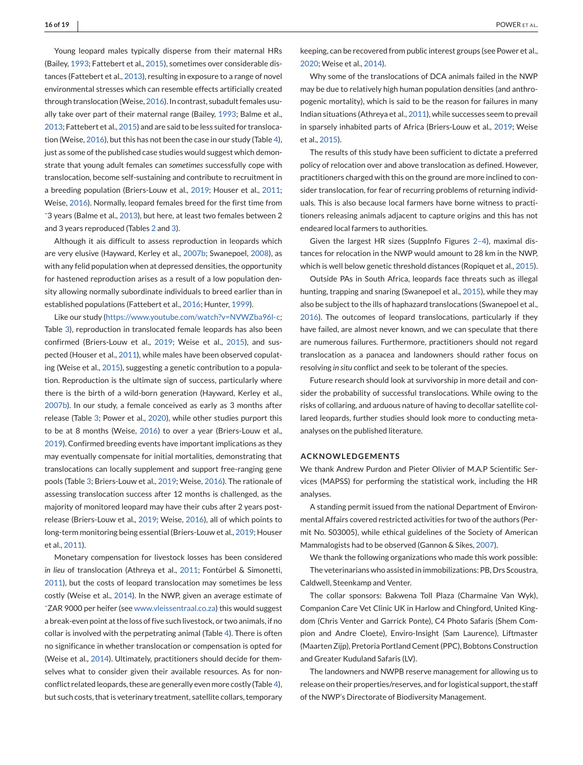Young leopard males typically disperse from their maternal HRs (Bailey, 1993; Fattebert et al., 2015), sometimes over considerable distances (Fattebert et al., 2013), resulting in exposure to a range of novel environmental stresses which can resemble effects artificially created through translocation (Weise, 2016). In contrast, subadult females usually take over part of their maternal range (Bailey, 1993; Balme et al., 2013; Fattebert et al., 2015) and are said to be less suited for translocation (Weise, 2016), but this has not been the case in our study (Table 4), just as some of the published case studies would suggest which demonstrate that young adult females can *sometimes* successfully cope with translocation, become self-sustaining and contribute to recruitment in a breeding population (Briers-Louw et al., 2019; Houser et al., 2011; Weise, 2016). Normally, leopard females breed for the first time from ˜3 years (Balme et al., 2013), but here, at least two females between 2 and 3 years reproduced (Tables 2 and 3).

Although it ais difficult to assess reproduction in leopards which are very elusive (Hayward, Kerley et al., 2007b; Swanepoel, 2008), as with any felid population when at depressed densities, the opportunity for hastened reproduction arises as a result of a low population density allowing normally subordinate individuals to breed earlier than in established populations (Fattebert et al., 2016; Hunter, 1999).

Like our study (https://www.youtube.com/watch?v=NVWZba96l-c; Table 3), reproduction in translocated female leopards has also been confirmed (Briers-Louw et al., 2019; Weise et al., 2015), and suspected (Houser et al., 2011), while males have been observed copulating (Weise et al., 2015), suggesting a genetic contribution to a population. Reproduction is the ultimate sign of success, particularly where there is the birth of a wild-born generation (Hayward, Kerley et al., 2007b). In our study, a female conceived as early as 3 months after release (Table 3; Power et al., 2020), while other studies purport this to be at 8 months (Weise, 2016) to over a year (Briers-Louw et al., 2019). Confirmed breeding events have important implications as they may eventually compensate for initial mortalities, demonstrating that translocations can locally supplement and support free-ranging gene pools (Table 3; Briers-Louw et al., 2019; Weise, 2016). The rationale of assessing translocation success after 12 months is challenged, as the majority of monitored leopard may have their cubs after 2 years post-release (Briers-Louw et al., 2019; Weise, 2016), all of which points to long-term monitoring being essential (Briers-Louw et al., 2019; Houser et al., 2011).

Monetary compensation for livestock losses has been considered *in lieu* of translocation (Athreya et al., 2011; Fontúrbel & Simonetti, 2011), but the costs of leopard translocation may sometimes be less costly (Weise et al., 2014). In the NWP, given an average estimate of ˜ZAR 9000 per heifer (see www.vleissentraal.co.za) this would suggest a break-even point at the loss of five such livestock, or two animals, if no collar is involved with the perpetrating animal (Table 4). There is often no significance in whether translocation or compensation is opted for (Weise et al., 2014). Ultimately, practitioners should decide for themselves what to consider given their available resources. As for non-conflict related leopards, these are generally even more costly (Table 4), but such costs, that is veterinary treatment, satellite collars, temporary keeping, can be recovered from public interest groups (see Power et al., 2020; Weise et al., 2014).

Why some of the translocations of DCA animals failed in the NWP may be due to relatively high human population densities (and anthropogenic mortality), which is said to be the reason for failures in many Indian situations (Athreya et al., 2011), while successes seem to prevail in sparsely inhabited parts of Africa (Briers-Louw et al., 2019; Weise et al., 2015).

The results of this study have been sufficient to dictate a preferred policy of relocation over and above translocation as defined. However, practitioners charged with this on the ground are more inclined to consider translocation, for fear of recurring problems of returning individuals. This is also because local farmers have borne witness to practitioners releasing animals adjacent to capture origins and this has not endeared local farmers to authorities.

Given the largest HR sizes (SuppInfo Figures 2–4), maximal distances for relocation in the NWP would amount to 28 km in the NWP, which is well below genetic threshold distances (Ropiquet et al., 2015).

Outside PAs in South Africa, leopards face threats such as illegal hunting, trapping and snaring (Swanepoel et al., 2015), while they may also be subject to the ills of haphazard translocations (Swanepoel et al., 2016). The outcomes of leopard translocations, particularly if they have failed, are almost never known, and we can speculate that there are numerous failures. Furthermore, practitioners should not regard translocation as a panacea and landowners should rather focus on resolving *in situ* conflict and seek to be tolerant of the species.

Future research should look at survivorship in more detail and consider the probability of successful translocations. While owing to the risks of collaring, and arduous nature of having to decollar satellite collared leopards, further studies should look more to conducting meta-analyses on the published literature.

## ACKNOWLEDGEMENTS

We thank Andrew Purdon and Pieter Olivier of M.A.P Scientific Services (MAPSS) for performing the statistical work, including the HR analyses.

A standing permit issued from the national Department of Environmental Affairs covered restricted activities for two of the authors (Permit No. S03005), while ethical guidelines of the Society of American Mammalogists had to be observed (Gannon & Sikes, 2007).

We thank the following organizations who made this work possible:

The veterinarians who assisted in immobilizations: PB, Drs Scoustra, Caldwell, Steenkamp and Venter.

The collar sponsors: Bakwena Toll Plaza (Charmaine Van Wyk), Companion Care Vet Clinic UK in Harlow and Chingford, United Kingdom (Chris Venter and Garrick Ponte), C4 Photo Safaris (Shem Compion and Andre Cloete), Enviro-Insight (Sam Laurence), Liftmaster (Maarten Zijp), Pretoria Portland Cement (PPC), Bobtons Construction and Greater Kuduland Safaris (LV).

The landowners and NWPB reserve management for allowing us to release on their properties/reserves, and for logistical support, the staff of the NWP's Directorate of Biodiversity Management.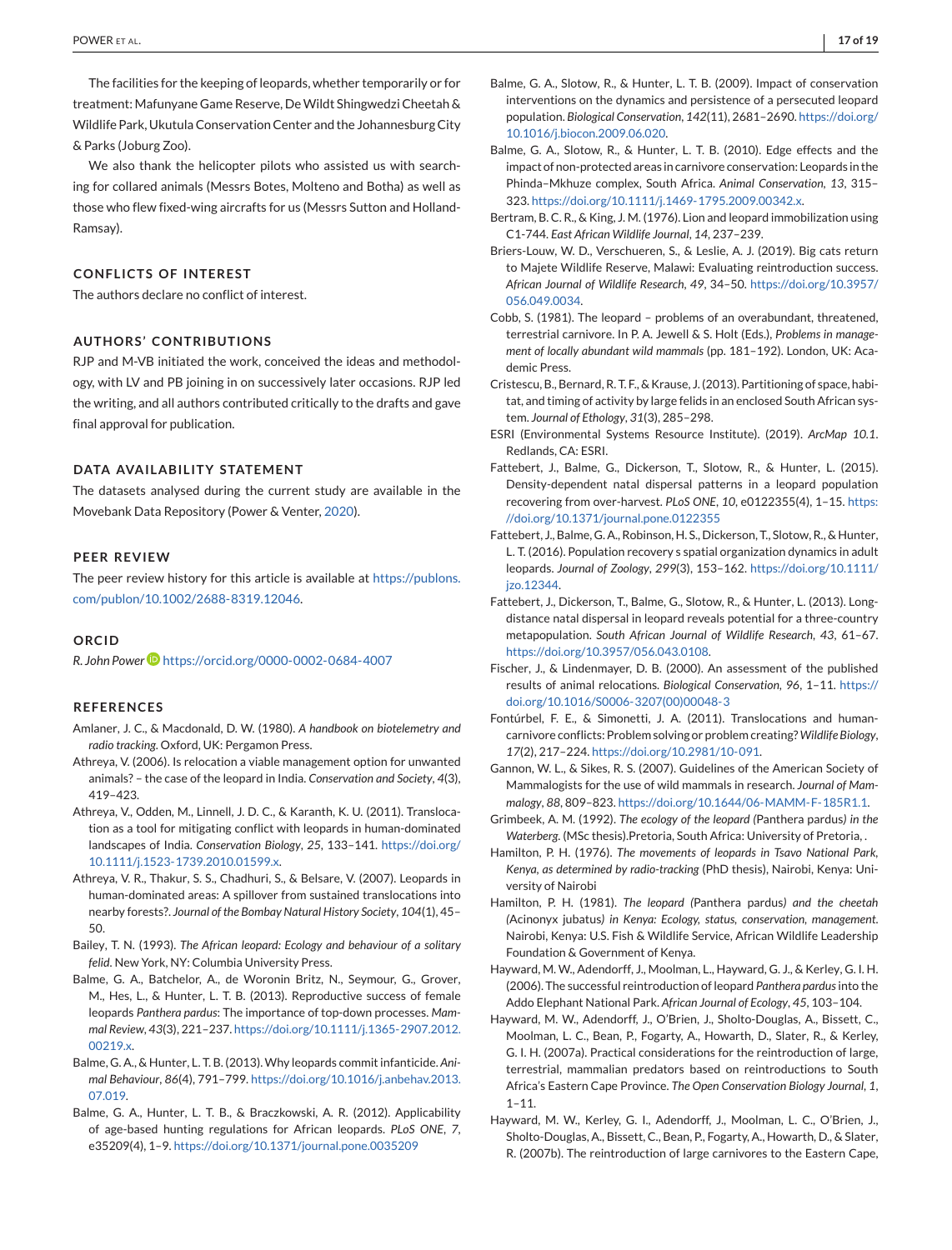The facilities for the keeping of leopards, whether temporarily or for treatment: Mafunyane Game Reserve, De Wildt Shingwedzi Cheetah & Wildlife Park, Ukutula Conservation Center and the Johannesburg City & Parks (Joburg Zoo).

We also thank the helicopter pilots who assisted us with searching for collared animals (Messrs Botes, Molteno and Botha) as well as those who flew fixed-wing aircrafts for us (Messrs Sutton and Holland-Ramsay).

## CONFLICTS OF INTEREST

The authors declare no conflict of interest.

## AUTHORS' CONTRIBUTIONS

RJP and M-VB initiated the work, conceived the ideas and methodology, with LV and PB joining in on successively later occasions. RJP led the writing, and all authors contributed critically to the drafts and gave final approval for publication.

## DATA AVAILABILITY STATEMENT

The datasets analysed during the current study are available in the Movebank Data Repository (Power & Venter, 2020).

## PEER REVIEW

The peer review history for this article is available at https://publons.com/publon/10.1002/2688-8319.12046.

## ORCID

*R. John Power* https://orcid.org/0000-0002-0684-4007

## REFERENCES

Amlaner, J. C., & Macdonald, D. W. (1980). *A handbook on biotelemetry and radio tracking*. Oxford, UK: Pergamon Press.

Athreya, V. (2006). Is relocation a viable management option for unwanted animals? – the case of the leopard in India. *Conservation and Society*, *4*(3), 419–423.

Athreya, V., Odden, M., Linnell, J. D. C., & Karanth, K. U. (2011). Translocation as a tool for mitigating conflict with leopards in human-dominated landscapes of India. *Conservation Biology*, *25*, 133–141. https://doi.org/10.1111/j.1523-1739.2010.01599.x.

Athreya, V. R., Thakur, S. S., Chadhuri, S., & Belsare, V. (2007). Leopards in human-dominated areas: A spillover from sustained translocations into nearby forests?. *Journal of the Bombay Natural History Society*, *104*(1), 45–50.

Bailey, T. N. (1993). *The African leopard: Ecology and behaviour of a solitary felid*. New York, NY: Columbia University Press.

Balme, G. A., Batchelor, A., de Woronin Britz, N., Seymour, G., Grover, M., Hes, L., & Hunter, L. T. B. (2013). Reproductive success of female leopards *Panthera pardus*: The importance of top-down processes. *Mammal Review*, *43*(3), 221–237. https://doi.org/10.1111/j.1365-2907.2012.00219.x.

Balme, G. A., & Hunter, L. T. B. (2013). Why leopards commit infanticide. *Animal Behaviour*, *86*(4), 791–799. https://doi.org/10.1016/j.anbehav.2013.07.019.

Balme, G. A., Hunter, L. T. B., & Braczkowski, A. R. (2012). Applicability of age-based hunting regulations for African leopards. *PLoS ONE*, *7*, e35209(4), 1–9. https://doi.org/10.1371/journal.pone.0035209

Balme, G. A., Slotow, R., & Hunter, L. T. B. (2009). Impact of conservation interventions on the dynamics and persistence of a persecuted leopard population. *Biological Conservation*, *142*(11), 2681–2690. https://doi.org/10.1016/j.biocon.2009.06.020.

Balme, G. A., Slotow, R., & Hunter, L. T. B. (2010). Edge effects and the impact of non-protected areas in carnivore conservation: Leopards in the Phinda–Mkhuze complex, South Africa. *Animal Conservation*, *13*, 315–323. https://doi.org/10.1111/j.1469-1795.2009.00342.x.

Bertram, B. C. R., & King, J. M. (1976). Lion and leopard immobilization using C1-744. *East African Wildlife Journal*, *14*, 237–239.

Briers-Louw, W. D., Verschueren, S., & Leslie, A. J. (2019). Big cats return to Majete Wildlife Reserve, Malawi: Evaluating reintroduction success. *African Journal of Wildlife Research*, *49*, 34–50. https://doi.org/10.3957/056.049.0034.

Cobb, S. (1981). The leopard – problems of an overabundant, threatened, terrestrial carnivore. In P. A. Jewell & S. Holt (Eds.), *Problems in management of locally abundant wild mammals* (pp. 181–192). London, UK: Academic Press.

Cristescu, B., Bernard, R. T. F., & Krause, J. (2013). Partitioning of space, habitat, and timing of activity by large felids in an enclosed South African system. *Journal of Ethology*, *31*(3), 285–298.

ESRI (Environmental Systems Resource Institute). (2019). *ArcMap 10.1*. Redlands, CA: ESRI.

Fattebert, J., Balme, G., Dickerson, T., Slotow, R., & Hunter, L. (2015). Density-dependent natal dispersal patterns in a leopard population recovering from over-harvest. *PLoS ONE*, *10*, e0122355(4), 1–15. https://doi.org/10.1371/journal.pone.0122355

Fattebert, J., Balme, G. A., Robinson, H. S., Dickerson, T., Slotow, R., & Hunter, L. T. (2016). Population recovery s spatial organization dynamics in adult leopards. *Journal of Zoology*, *299*(3), 153–162. https://doi.org/10.1111/jzo.12344.

Fattebert, J., Dickerson, T., Balme, G., Slotow, R., & Hunter, L. (2013). Long-distance natal dispersal in leopard reveals potential for a three-country metapopulation. *South African Journal of Wildlife Research*, *43*, 61–67. https://doi.org/10.3957/056.043.0108.

Fischer, J., & Lindenmayer, D. B. (2000). An assessment of the published results of animal relocations. *Biological Conservation*, *96*, 1–11. https://doi.org/10.1016/S0006-3207(00)00048-3

Fontúrbel, F. E., & Simonetti, J. A. (2011). Translocations and human-carnivore conflicts: Problem solving or problem creating? *Wildlife Biology*, *17*(2), 217–224. https://doi.org/10.2981/10-091.

Gannon, W. L., & Sikes, R. S. (2007). Guidelines of the American Society of Mammalogists for the use of wild mammals in research. *Journal of Mammalogy*, *88*, 809–823. https://doi.org/10.1644/06-MAMM-F-185R1.1.

Grimbeek, A. M. (1992). *The ecology of the leopard (*Panthera pardus*) in the Waterberg*. (MSc thesis).Pretoria, South Africa: University of Pretoria, .

Hamilton, P. H. (1976). *The movements of leopards in Tsavo National Park, Kenya, as determined by radio-tracking* (PhD thesis), Nairobi, Kenya: University of Nairobi

Hamilton, P. H. (1981). *The leopard (*Panthera pardus*) and the cheetah (*Acinonyx jubatus*) in Kenya: Ecology, status, conservation, management*. Nairobi, Kenya: U.S. Fish & Wildlife Service, African Wildlife Leadership Foundation & Government of Kenya.

Hayward, M. W., Adendorff, J., Moolman, L., Hayward, G. J., & Kerley, G. I. H. (2006). The successful reintroduction of leopard *Panthera pardus* into the Addo Elephant National Park. *African Journal of Ecology*, *45*, 103–104.

Hayward, M. W., Adendorff, J., O'Brien, J., Sholto-Douglas, A., Bissett, C., Moolman, L. C., Bean, P., Fogarty, A., Howarth, D., Slater, R., & Kerley, G. I. H. (2007a). Practical considerations for the reintroduction of large, terrestrial, mammalian predators based on reintroductions to South Africa's Eastern Cape Province. *The Open Conservation Biology Journal*, *1*, 1–11.

Hayward, M. W., Kerley, G. I., Adendorff, J., Moolman, L. C., O'Brien, J., Sholto-Douglas, A., Bissett, C., Bean, P., Fogarty, A., Howarth, D., & Slater, R. (2007b). The reintroduction of large carnivores to the Eastern Cape,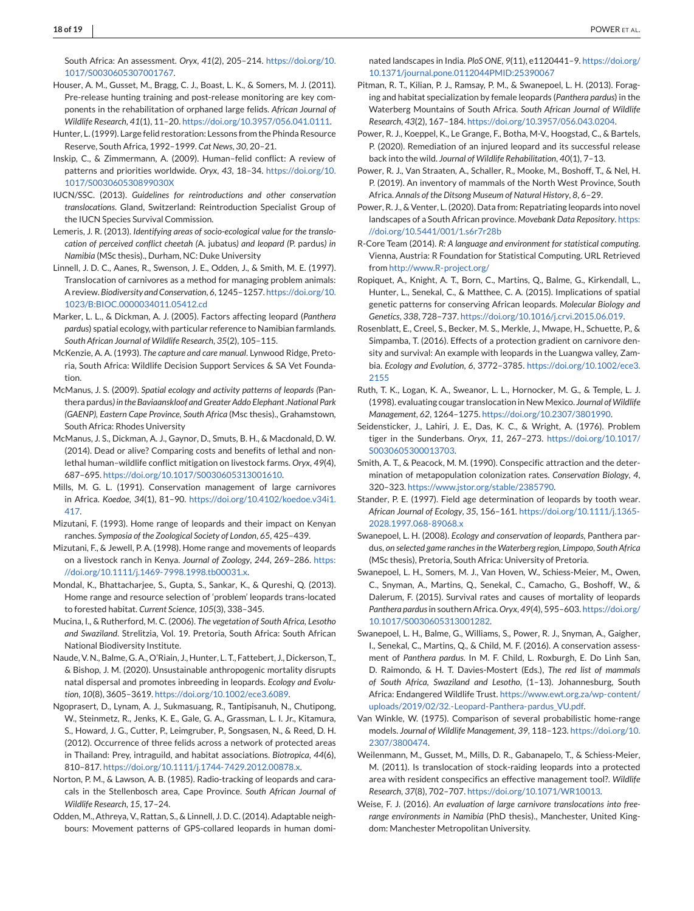South Africa: An assessment. *Oryx*, *41*(2), 205–214. https://doi.org/10.1017/S0030605307001767.

Houser, A. M., Gusset, M., Bragg, C. J., Boast, L. K., & Somers, M. J. (2011). Pre-release hunting training and post-release monitoring are key components in the rehabilitation of orphaned large felids. *African Journal of Wildlife Research*, *41*(1), 11–20. https://doi.org/10.3957/056.041.0111.

Hunter, L. (1999). Large felid restoration: Lessons from the Phinda Resource Reserve, South Africa, 1992–1999. *Cat News*, *30*, 20–21.

Inskip, C., & Zimmermann, A. (2009). Human–felid conflict: A review of patterns and priorities worldwide. *Oryx*, *43*, 18–34. https://doi.org/10.1017/S003060530899030X

IUCN/SSC. (2013). *Guidelines for reintroductions and other conservation translocations*. Gland, Switzerland: Reintroduction Specialist Group of the IUCN Species Survival Commission.

Lemeris, J. R. (2013). *Identifying areas of socio-ecological value for the translocation of perceived conflict cheetah (*A. jubatus*) and leopard (*P. pardus*) in Namibia* (MSc thesis)., Durham, NC: Duke University

Linnell, J. D. C., Aanes, R., Swenson, J. E., Odden, J., & Smith, M. E. (1997). Translocation of carnivores as a method for managing problem animals: A review. *Biodiversity and Conservation*, *6*, 1245–1257. https://doi.org/10.1023/B:BIOC.0000034011.05412.cd

Marker, L. L., & Dickman, A. J. (2005). Factors affecting leopard (*Panthera pardus*) spatial ecology, with particular reference to Namibian farmlands. *South African Journal of Wildlife Research*, *35*(2), 105–115.

McKenzie, A. A. (1993). *The capture and care manual*. Lynwood Ridge, Pretoria, South Africa: Wildlife Decision Support Services & SA Vet Foundation.

McManus, J. S. (2009). *Spatial ecology and activity patterns of leopards (*Panthera pardus*) in the Baviaanskloof and Greater Addo Elephant National Park (GAENP), Eastern Cape Province, South Africa* (Msc thesis)., Grahamstown, South Africa: Rhodes University

McManus, J. S., Dickman, A. J., Gaynor, D., Smuts, B. H., & Macdonald, D. W. (2014). Dead or alive? Comparing costs and benefits of lethal and non-lethal human–wildlife conflict mitigation on livestock farms. *Oryx*, *49*(4), 687–695. https://doi.org/10.1017/S0030605313001610.

Mills, M. G. L. (1991). Conservation management of large carnivores in Africa. *Koedoe*, *34*(1), 81–90. https://doi.org/10.4102/koedoe.v34i1.417.

Mizutani, F. (1993). Home range of leopards and their impact on Kenyan ranches. *Symposia of the Zoological Society of London*, *65*, 425–439.

Mizutani, F., & Jewell, P. A. (1998). Home range and movements of leopards on a livestock ranch in Kenya. *Journal of Zoology*, *244*, 269–286. https://doi.org/10.1111/j.1469-7998.1998.tb00031.x.

Mondal, K., Bhattacharjee, S., Gupta, S., Sankar, K., & Qureshi, Q. (2013). Home range and resource selection of 'problem' leopards trans-located to forested habitat. *Current Science*, *105*(3), 338–345.

Mucina, I., & Rutherford, M. C. (2006). *The vegetation of South Africa, Lesotho and Swaziland*. Strelitzia, Vol. 19. Pretoria, South Africa: South African National Biodiversity Institute.

Naude, V. N., Balme, G. A., O'Riain, J., Hunter, L. T., Fattebert, J., Dickerson, T., & Bishop, J. M. (2020). Unsustainable anthropogenic mortality disrupts natal dispersal and promotes inbreeding in leopards. *Ecology and Evolution*, *10*(8), 3605–3619. https://doi.org/10.1002/ece3.6089.

Ngoprasert, D., Lynam, A. J., Sukmasuang, R., Tantipisanuh, N., Chutipong, W., Steinmetz, R., Jenks, K. E., Gale, G. A., Grassman, L. I. Jr., Kitamura, S., Howard, J. G., Cutter, P., Leimgruber, P., Songsasen, N., & Reed, D. H. (2012). Occurrence of three felids across a network of protected areas in Thailand: Prey, intraguild, and habitat associations. *Biotropica*, *44*(6), 810–817. https://doi.org/10.1111/j.1744-7429.2012.00878.x.

Norton, P. M., & Lawson, A. B. (1985). Radio-tracking of leopards and caracals in the Stellenbosch area, Cape Province. *South African Journal of Wildlife Research*, *15*, 17–24.

Odden, M., Athreya, V., Rattan, S., & Linnell, J. D. C. (2014). Adaptable neighbours: Movement patterns of GPS-collared leopards in human dominated landscapes in India. *PloS ONE*, *9*(11), e1120441–9. https://doi.org/10.1371/journal.pone.0112044PMID:25390067

Pitman, R. T., Kilian, P. J., Ramsay, P. M., & Swanepoel, L. H. (2013). Foraging and habitat specialization by female leopards (*Panthera pardus*) in the Waterberg Mountains of South Africa. *South African Journal of Wildlife Research*, *43*(2), 167–184. https://doi.org/10.3957/056.043.0204.

Power, R. J., Koeppel, K., Le Grange, F., Botha, M-V., Hoogstad, C., & Bartels, P. (2020). Remediation of an injured leopard and its successful release back into the wild. *Journal of Wildlife Rehabilitation*, *40*(1), 7–13.

Power, R. J., Van Straaten, A., Schaller, R., Mooke, M., Boshoff, T., & Nel, H. P. (2019). An inventory of mammals of the North West Province, South Africa. *Annals of the Ditsong Museum of Natural History*, *8*, 6–29.

Power, R. J., & Venter, L. (2020). Data from: Repatriating leopards into novel landscapes of a South African province. *Movebank Data Repository*. https://doi.org/10.5441/001/1.s6r7r28b

R-Core Team (2014). *R: A language and environment for statistical computing*. Vienna, Austria: R Foundation for Statistical Computing. URL Retrieved from http://www.R-project.org/

Ropiquet, A., Knight, A. T., Born, C., Martins, Q., Balme, G., Kirkendall, L., Hunter, L., Senekal, C., & Matthee, C. A. (2015). Implications of spatial genetic patterns for conserving African leopards. *Molecular Biology and Genetics*, *338*, 728–737. https://doi.org/10.1016/j.crvi.2015.06.019.

Rosenblatt, E., Creel, S., Becker, M. S., Merkle, J., Mwape, H., Schuette, P., & Simpamba, T. (2016). Effects of a protection gradient on carnivore density and survival: An example with leopards in the Luangwa valley, Zambia. *Ecology and Evolution*, *6*, 3772–3785. https://doi.org/10.1002/ece3.2155

Ruth, T. K., Logan, K. A., Sweanor, L. L., Hornocker, M. G., & Temple, L. J. (1998). evaluating cougar translocation in New Mexico. *Journal of Wildlife Management*, *62*, 1264–1275. https://doi.org/10.2307/3801990.

Seidensticker, J., Lahiri, J. E., Das, K. C., & Wright, A. (1976). Problem tiger in the Sunderbans. *Oryx*, *11*, 267–273. https://doi.org/10.1017/S0030605300013703.

Smith, A. T., & Peacock, M. M. (1990). Conspecific attraction and the determination of metapopulation colonization rates. *Conservation Biology*, *4*, 320–323. https://www.jstor.org/stable/2385790.

Stander, P. E. (1997). Field age determination of leopards by tooth wear. *African Journal of Ecology*, *35*, 156–161. https://doi.org/10.1111/j.1365-2028.1997.068-89068.x

Swanepoel, L. H. (2008). *Ecology and conservation of leopards,* Panthera pardus*, on selected game ranches in the Waterberg region, Limpopo, South Africa* (MSc thesis), Pretoria, South Africa: University of Pretoria.

Swanepoel, L. H., Somers, M. J., Van Hoven, W., Schiess-Meier, M., Owen, C., Snyman, A., Martins, Q., Senekal, C., Camacho, G., Boshoff, W., & Dalerum, F. (2015). Survival rates and causes of mortality of leopards *Panthera pardus* in southern Africa. *Oryx*, *49*(4), 595–603. https://doi.org/10.1017/S0030605313001282.

Swanepoel, L. H., Balme, G., Williams, S., Power, R. J., Snyman, A., Gaigher, I., Senekal, C., Martins, Q., & Child, M. F. (2016). A conservation assessment of *Panthera pardus*. In M. F. Child, L. Roxburgh, E. Do Linh San, D. Raimondo, & H. T. Davies-Mostert (Eds.), *The red list of mammals of South Africa, Swaziland and Lesotho*, (1–13). Johannesburg, South Africa: Endangered Wildlife Trust. https://www.ewt.org.za/wp-content/uploads/2019/02/32.-Leopard-Panthera-pardus_VU.pdf.

Van Winkle, W. (1975). Comparison of several probabilistic home-range models. *Journal of Wildlife Management*, *39*, 118–123. https://doi.org/10.2307/3800474.

Weilenmann, M., Gusset, M., Mills, D. R., Gabanapelo, T., & Schiess-Meier, M. (2011). Is translocation of stock-raiding leopards into a protected area with resident conspecifics an effective management tool?. *Wildlife Research*, *37*(8), 702–707. https://doi.org/10.1071/WR10013.

Weise, F. J. (2016). *An evaluation of large carnivore translocations into free-range environments in Namibia* (PhD thesis)., Manchester, United Kingdom: Manchester Metropolitan University.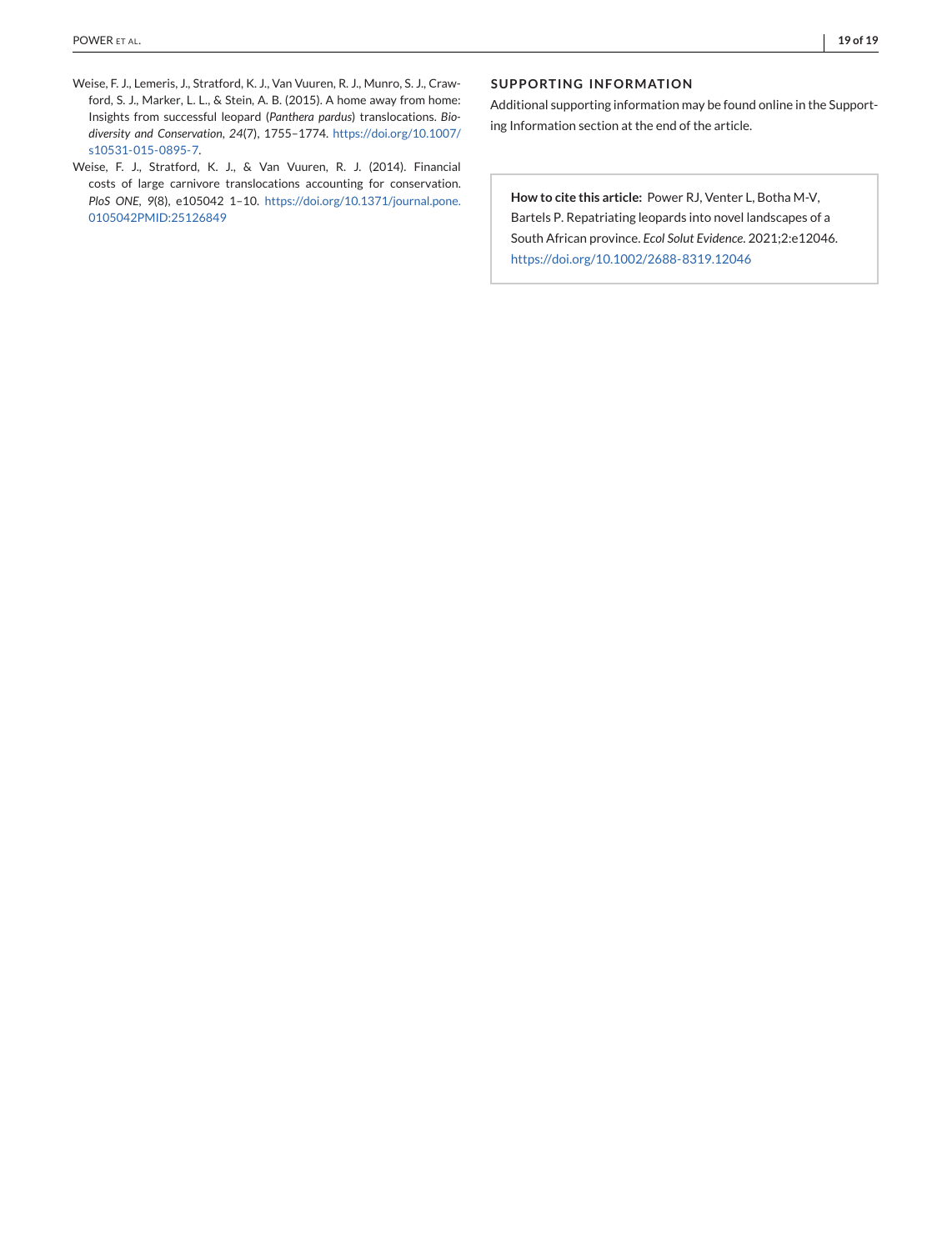Weise, F. J., Lemeris, J., Stratford, K. J., Van Vuuren, R. J., Munro, S. J., Crawford, S. J., Marker, L. L., & Stein, A. B. (2015). A home away from home: Insights from successful leopard (*Panthera pardus*) translocations. *Biodiversity and Conservation*, *24*(7), 1755–1774. https://doi.org/10.1007/s10531-015-0895-7.

Weise, F. J., Stratford, K. J., & Van Vuuren, R. J. (2014). Financial costs of large carnivore translocations accounting for conservation. *PloS ONE*, *9*(8), e105042 1–10. https://doi.org/10.1371/journal.pone.0105042PMID:25126849

## SUPPORTING INFORMATION

Additional supporting information may be found online in the Supporting Information section at the end of the article.

**How to cite this article:** Power RJ, Venter L, Botha M-V, Bartels P. Repatriating leopards into novel landscapes of a South African province. *Ecol Solut Evidence*. 2021;2:e12046. https://doi.org/10.1002/2688-8319.12046